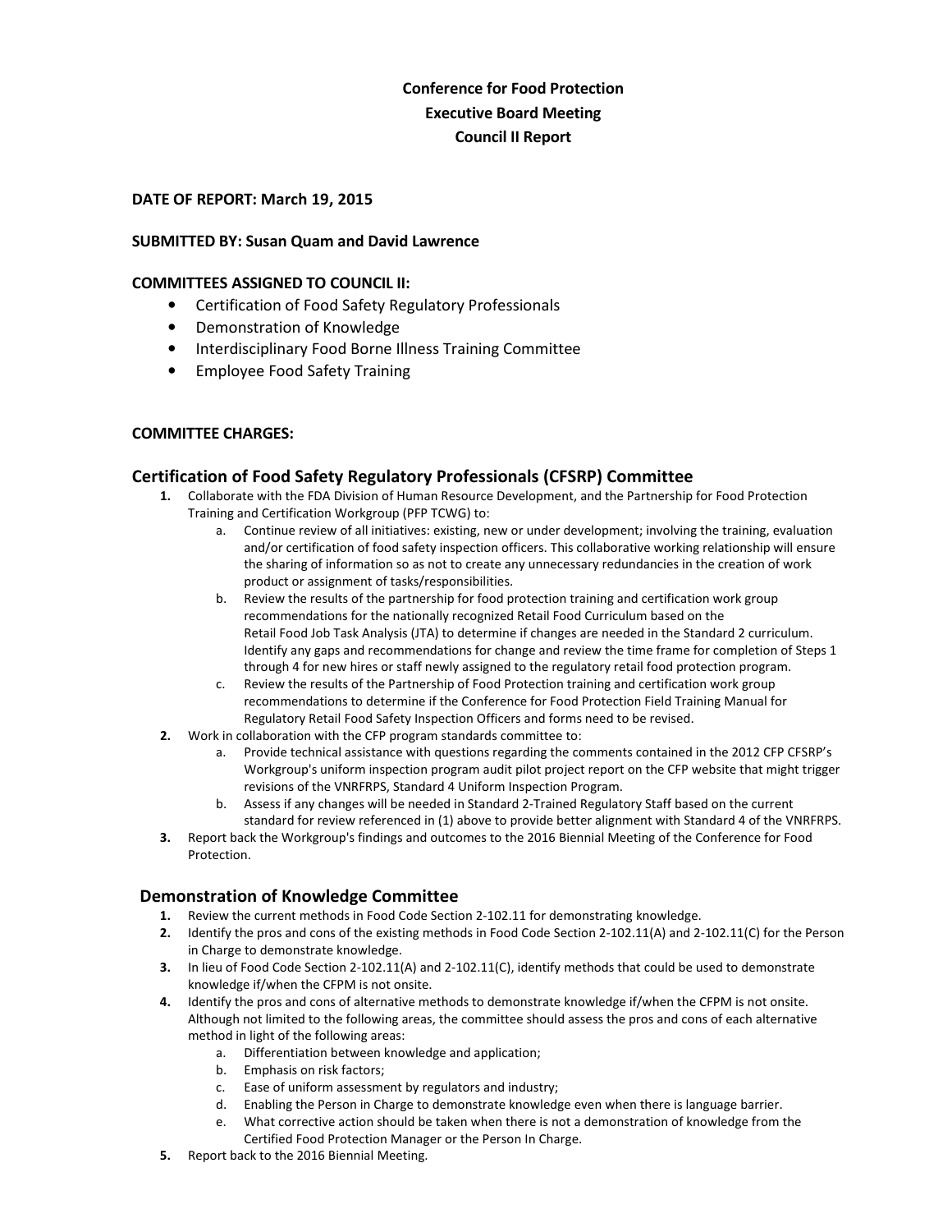# Conference for Food Protection
# Executive Board Meeting
# Council II Report

**DATE OF REPORT: March 19, 2015**

**SUBMITTED BY: Susan Quam and David Lawrence**

**COMMITTEES ASSIGNED TO COUNCIL II:**

- Certification of Food Safety Regulatory Professionals
- Demonstration of Knowledge
- Interdisciplinary Food Borne Illness Training Committee
- Employee Food Safety Training

**COMMITTEE CHARGES:**

## Certification of Food Safety Regulatory Professionals (CFSRP) Committee

1. Collaborate with the FDA Division of Human Resource Development, and the Partnership for Food Protection Training and Certification Workgroup (PFP TCWG) to:
   a. Continue review of all initiatives: existing, new or under development; involving the training, evaluation and/or certification of food safety inspection officers. This collaborative working relationship will ensure the sharing of information so as not to create any unnecessary redundancies in the creation of work product or assignment of tasks/responsibilities.
   b. Review the results of the partnership for food protection training and certification work group recommendations for the nationally recognized Retail Food Curriculum based on the Retail Food Job Task Analysis (JTA) to determine if changes are needed in the Standard 2 curriculum. Identify any gaps and recommendations for change and review the time frame for completion of Steps 1 through 4 for new hires or staff newly assigned to the regulatory retail food protection program.
   c. Review the results of the Partnership of Food Protection training and certification work group recommendations to determine if the Conference for Food Protection Field Training Manual for Regulatory Retail Food Safety Inspection Officers and forms need to be revised.
2. Work in collaboration with the CFP program standards committee to:
   a. Provide technical assistance with questions regarding the comments contained in the 2012 CFP CFSRP's Workgroup's uniform inspection program audit pilot project report on the CFP website that might trigger revisions of the VNRFRPS, Standard 4 Uniform Inspection Program.
   b. Assess if any changes will be needed in Standard 2-Trained Regulatory Staff based on the current standard for review referenced in (1) above to provide better alignment with Standard 4 of the VNRFRPS.
3. Report back the Workgroup's findings and outcomes to the 2016 Biennial Meeting of the Conference for Food Protection.

## Demonstration of Knowledge Committee

1. Review the current methods in Food Code Section 2-102.11 for demonstrating knowledge.
2. Identify the pros and cons of the existing methods in Food Code Section 2-102.11(A) and 2-102.11(C) for the Person in Charge to demonstrate knowledge.
3. In lieu of Food Code Section 2-102.11(A) and 2-102.11(C), identify methods that could be used to demonstrate knowledge if/when the CFPM is not onsite.
4. Identify the pros and cons of alternative methods to demonstrate knowledge if/when the CFPM is not onsite. Although not limited to the following areas, the committee should assess the pros and cons of each alternative method in light of the following areas:
   a. Differentiation between knowledge and application;
   b. Emphasis on risk factors;
   c. Ease of uniform assessment by regulators and industry;
   d. Enabling the Person in Charge to demonstrate knowledge even when there is language barrier.
   e. What corrective action should be taken when there is not a demonstration of knowledge from the Certified Food Protection Manager or the Person In Charge.
5. Report back to the 2016 Biennial Meeting.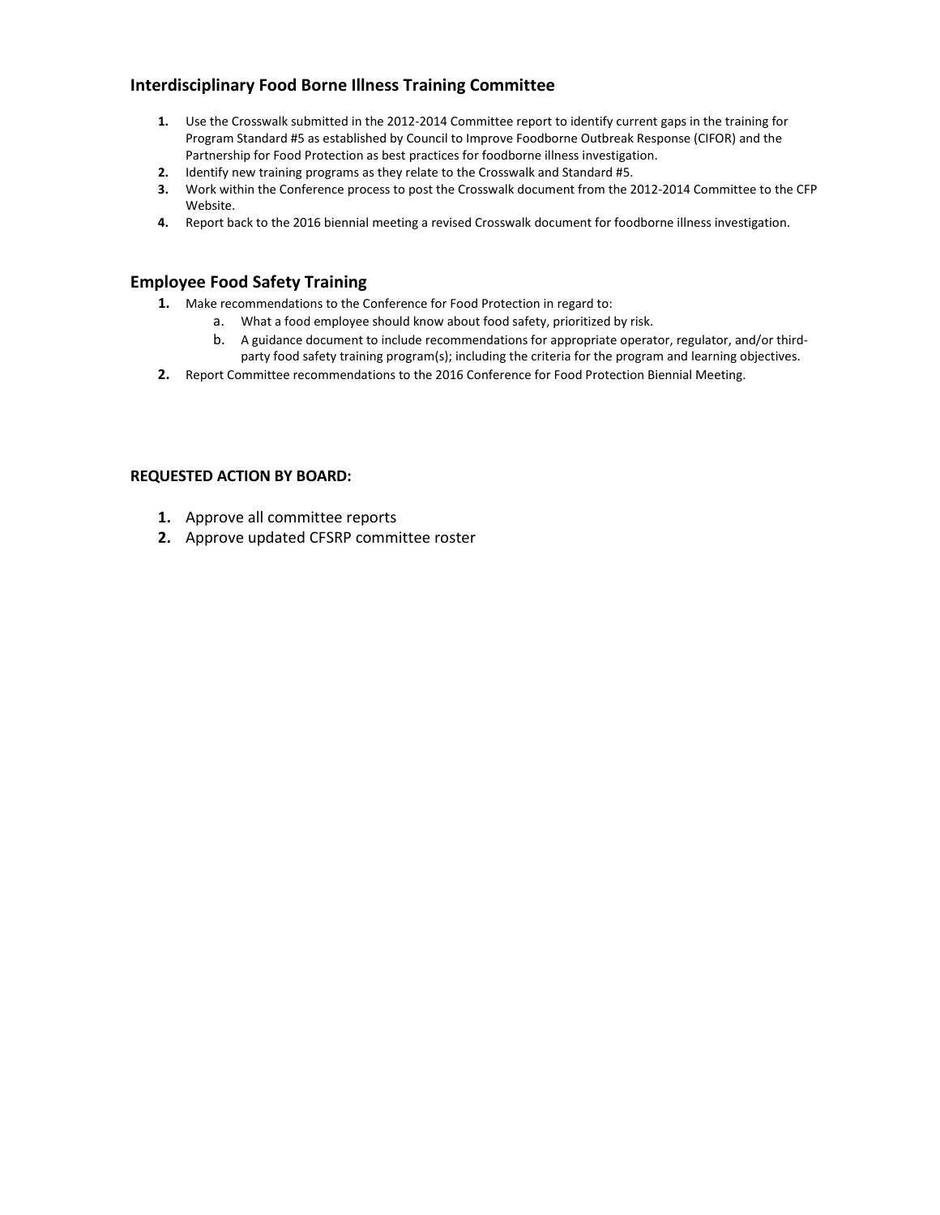### Interdisciplinary Food Borne Illness Training Committee

1. Use the Crosswalk submitted in the 2012-2014 Committee report to identify current gaps in the training for Program Standard #5 as established by Council to Improve Foodborne Outbreak Response (CIFOR) and the Partnership for Food Protection as best practices for foodborne illness investigation.
2. Identify new training programs as they relate to the Crosswalk and Standard #5.
3. Work within the Conference process to post the Crosswalk document from the 2012-2014 Committee to the CFP Website.
4. Report back to the 2016 biennial meeting a revised Crosswalk document for foodborne illness investigation.

### Employee Food Safety Training

1. Make recommendations to the Conference for Food Protection in regard to:
   a. What a food employee should know about food safety, prioritized by risk.
   b. A guidance document to include recommendations for appropriate operator, regulator, and/or third-party food safety training program(s); including the criteria for the program and learning objectives.
2. Report Committee recommendations to the 2016 Conference for Food Protection Biennial Meeting.

**REQUESTED ACTION BY BOARD:**

1. Approve all committee reports
2. Approve updated CFSRP committee roster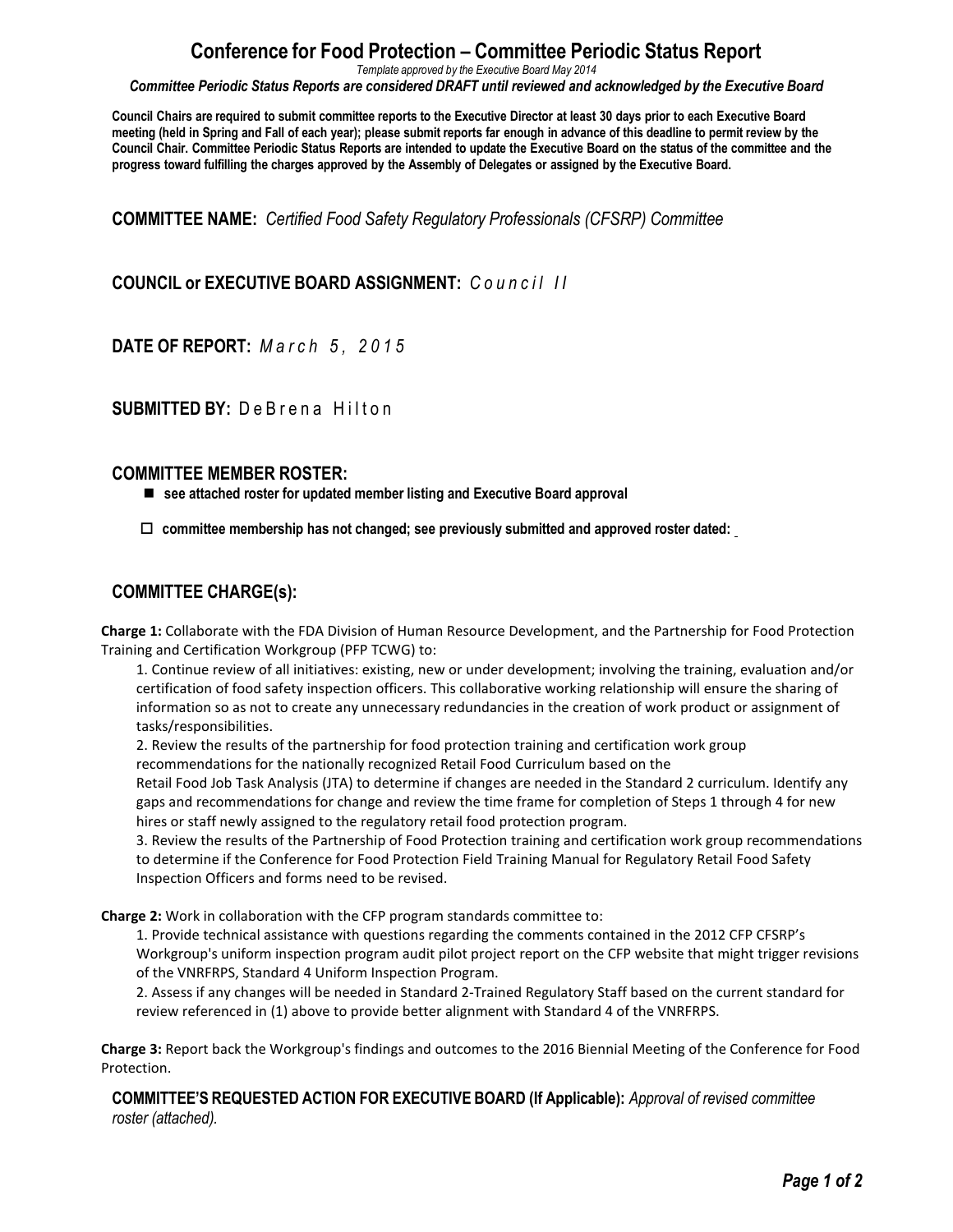# Conference for Food Protection – Committee Periodic Status Report

*Template approved by the Executive Board May 2014*

***Committee Periodic Status Reports are considered DRAFT until reviewed and acknowledged by the Executive Board***

**Council Chairs are required to submit committee reports to the Executive Director at least 30 days prior to each Executive Board meeting (held in Spring and Fall of each year); please submit reports far enough in advance of this deadline to permit review by the Council Chair. Committee Periodic Status Reports are intended to update the Executive Board on the status of the committee and the progress toward fulfilling the charges approved by the Assembly of Delegates or assigned by the Executive Board.**

**COMMITTEE NAME:** *Certified Food Safety Regulatory Professionals (CFSRP) Committee*

**COUNCIL or EXECUTIVE BOARD ASSIGNMENT:** *Council II*

**DATE OF REPORT:** *March 5, 2015*

**SUBMITTED BY:** DeBrena Hilton

## COMMITTEE MEMBER ROSTER:

- ■ **see attached roster for updated member listing and Executive Board approval**
- ☐ **committee membership has not changed; see previously submitted and approved roster dated:**

## COMMITTEE CHARGE(s):

**Charge 1:** Collaborate with the FDA Division of Human Resource Development, and the Partnership for Food Protection Training and Certification Workgroup (PFP TCWG) to:

1. Continue review of all initiatives: existing, new or under development; involving the training, evaluation and/or certification of food safety inspection officers. This collaborative working relationship will ensure the sharing of information so as not to create any unnecessary redundancies in the creation of work product or assignment of tasks/responsibilities.
2. Review the results of the partnership for food protection training and certification work group recommendations for the nationally recognized Retail Food Curriculum based on the Retail Food Job Task Analysis (JTA) to determine if changes are needed in the Standard 2 curriculum. Identify any gaps and recommendations for change and review the time frame for completion of Steps 1 through 4 for new hires or staff newly assigned to the regulatory retail food protection program.
3. Review the results of the Partnership of Food Protection training and certification work group recommendations to determine if the Conference for Food Protection Field Training Manual for Regulatory Retail Food Safety Inspection Officers and forms need to be revised.

**Charge 2:** Work in collaboration with the CFP program standards committee to:

1. Provide technical assistance with questions regarding the comments contained in the 2012 CFP CFSRP's Workgroup's uniform inspection program audit pilot project report on the CFP website that might trigger revisions of the VNRFRPS, Standard 4 Uniform Inspection Program.
2. Assess if any changes will be needed in Standard 2-Trained Regulatory Staff based on the current standard for review referenced in (1) above to provide better alignment with Standard 4 of the VNRFRPS.

**Charge 3:** Report back the Workgroup's findings and outcomes to the 2016 Biennial Meeting of the Conference for Food Protection.

**COMMITTEE'S REQUESTED ACTION FOR EXECUTIVE BOARD (If Applicable):** *Approval of revised committee roster (attached).*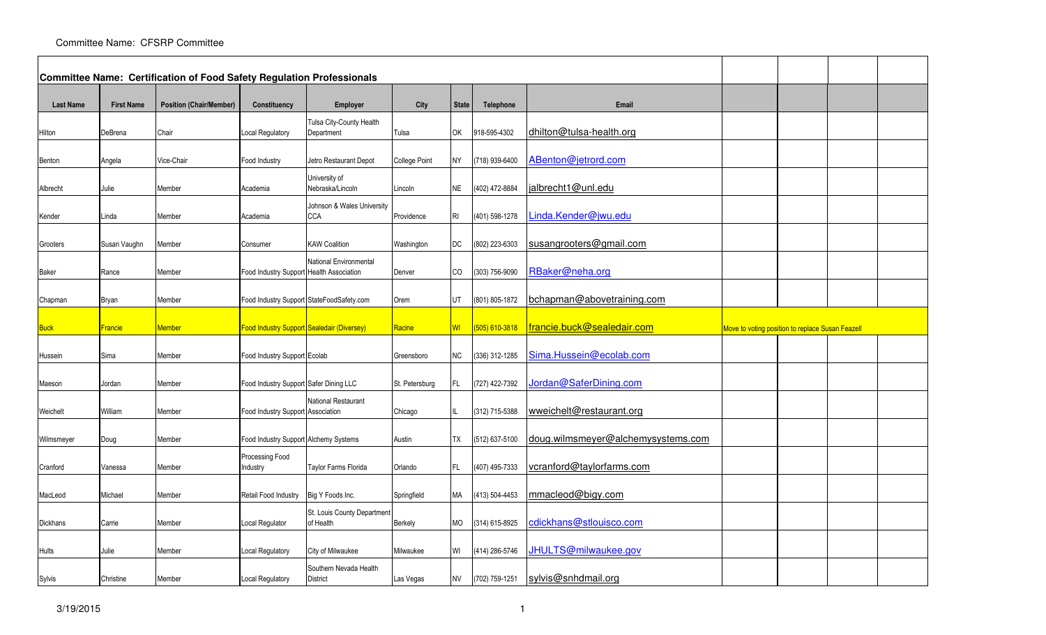Committee Name: CFSRP Committee

| Committee Name: Certification of Food Safety Regulation Professionals | | | | | | | | | | | | |
|---|---|---|---|---|---|---|---|---|---|---|---|---|
| Last Name | First Name | Position (Chair/Member) | Constituency | Employer | City | State | Telephone | Email | | | | |
| Hilton | DeBrena | Chair | Local Regulatory | Tulsa City-County Health Department | Tulsa | OK | 918-595-4302 | dhilton@tulsa-health.org | | | | |
| Benton | Angela | Vice-Chair | Food Industry | Jetro Restaurant Depot | College Point | NY | (718) 939-6400 | ABenton@jetrord.com | | | | |
| Albrecht | Julie | Member | Academia | University of Nebraska/Lincoln | Lincoln | NE | (402) 472-8884 | jalbrecht1@unl.edu | | | | |
| Kender | Linda | Member | Academia | Johnson & Wales University CCA | Providence | RI | (401) 598-1278 | Linda.Kender@jwu.edu | | | | |
| Grooters | Susan Vaughn | Member | Consumer | KAW Coalition | Washington | DC | (802) 223-6303 | susangrooters@gmail.com | | | | |
| Baker | Rance | Member | Food Industry Support | National Environmental Health Association | Denver | CO | (303) 756-9090 | RBaker@neha.org | | | | |
| Chapman | Bryan | Member | Food Industry Support | StateFoodSafety.com | Orem | UT | (801) 805-1872 | bchapman@abovetraining.com | | | | |
| Buck | Francie | Member | Food Industry Support | Sealedair (Diversey) | Racine | WI | (505) 610-3818 | francie.buck@sealedair.com | Move to voting position to replace Susan Feazell | | | |
| Hussein | Sima | Member | Food Industry Support | Ecolab | Greensboro | NC | (336) 312-1285 | Sima.Hussein@ecolab.com | | | | |
| Maeson | Jordan | Member | Food Industry Support | Safer Dining LLC | St. Petersburg | FL | (727) 422-7392 | Jordan@SaferDining.com | | | | |
| Weichelt | William | Member | Food Industry Support | National Restaurant Association | Chicago | IL | (312) 715-5388 | wweichelt@restaurant.org | | | | |
| Wilmsmeyer | Doug | Member | Food Industry Support | Alchemy Systems | Austin | TX | (512) 637-5100 | doug.wilmsmeyer@alchemysystems.com | | | | |
| Cranford | Vanessa | Member | Processing Food Industry | Taylor Farms Florida | Orlando | FL | (407) 495-7333 | vcranford@taylorfarms.com | | | | |
| MacLeod | Michael | Member | Retail Food Industry | Big Y Foods Inc. | Springfield | MA | (413) 504-4453 | mmacleod@bigy.com | | | | |
| Dickhans | Carrie | Member | Local Regulator | St. Louis County Department of Health | Berkely | MO | (314) 615-8925 | cdickhans@stlouisco.com | | | | |
| Hults | Julie | Member | Local Regulatory | City of Milwaukee | Milwaukee | WI | (414) 286-5746 | JHULTS@milwaukee.gov | | | | |
| Sylvis | Christine | Member | Local Regulatory | Southern Nevada Health District | Las Vegas | NV | (702) 759-1251 | sylvis@snhdmail.org | | | | |

3/19/2015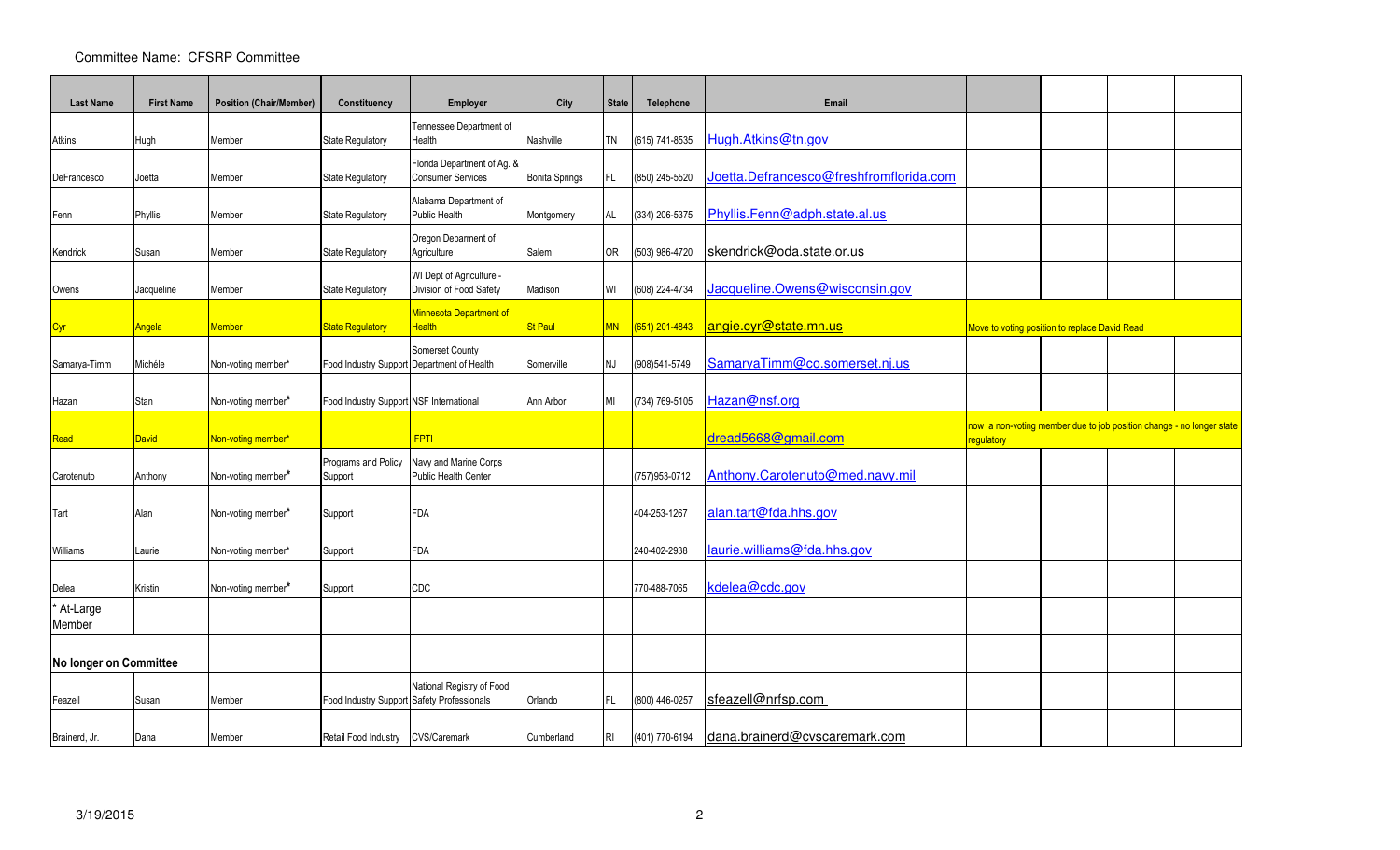Committee Name: CFSRP Committee

| Last Name | First Name | Position (Chair/Member) | Constituency | Employer | City | State | Telephone | Email | | | | |
|---|---|---|---|---|---|---|---|---|---|---|---|---|
| Atkins | Hugh | Member | State Regulatory | Tennessee Department of Health | Nashville | TN | (615) 741-8535 | Hugh.Atkins@tn.gov | | | | |
| DeFrancesco | Joetta | Member | State Regulatory | Florida Department of Ag. & Consumer Services | Bonita Springs | FL | (850) 245-5520 | Joetta.Defrancesco@freshfromflorida.com | | | | |
| Fenn | Phyllis | Member | State Regulatory | Alabama Department of Public Health | Montgomery | AL | (334) 206-5375 | Phyllis.Fenn@adph.state.al.us | | | | |
| Kendrick | Susan | Member | State Regulatory | Oregon Deparment of Agriculture | Salem | OR | (503) 986-4720 | skendrick@oda.state.or.us | | | | |
| Owens | Jacqueline | Member | State Regulatory | WI Dept of Agriculture - Division of Food Safety | Madison | WI | (608) 224-4734 | Jacqueline.Owens@wisconsin.gov | | | | |
| Cyr | Angela | Member | State Regulatory | Minnesota Department of Health | St Paul | MN | (651) 201-4843 | angie.cyr@state.mn.us | Move to voting position to replace David Read | | | |
| Samarya-Timm | Michéle | Non-voting member* | Food Industry Support | Somerset County Department of Health | Somerville | NJ | (908)541-5749 | SamaryaTimm@co.somerset.nj.us | | | | |
| Hazan | Stan | Non-voting member* | Food Industry Support | NSF International | Ann Arbor | MI | (734) 769-5105 | Hazan@nsf.org | | | | |
| Read | David | Non-voting member* | | IFPTI | | | | dread5668@gmail.com | now a non-voting member due to job position change - no longer state regulatory | | | |
| Carotenuto | Anthony | Non-voting member* | Programs and Policy Support | Navy and Marine Corps Public Health Center | | | (757)953-0712 | Anthony.Carotenuto@med.navy.mil | | | | |
| Tart | Alan | Non-voting member* | Support | FDA | | | 404-253-1267 | alan.tart@fda.hhs.gov | | | | |
| Williams | Laurie | Non-voting member* | Support | FDA | | | 240-402-2938 | laurie.williams@fda.hhs.gov | | | | |
| Delea | Kristin | Non-voting member* | Support | CDC | | | 770-488-7065 | kdelea@cdc.gov | | | | |
| * At-Large Member | | | | | | | | | | | | |
| | | | | | | | | | | | | |
| **No longer on Committee** | | | | | | | | | | | | |
| Feazell | Susan | Member | Food Industry Support | National Registry of Food Safety Professionals | Orlando | FL | (800) 446-0257 | sfeazell@nrfsp.com | | | | |
| Brainerd, Jr. | Dana | Member | Retail Food Industry | CVS/Caremark | Cumberland | RI | (401) 770-6194 | dana.brainerd@cvscaremark.com | | | | |

3/19/2015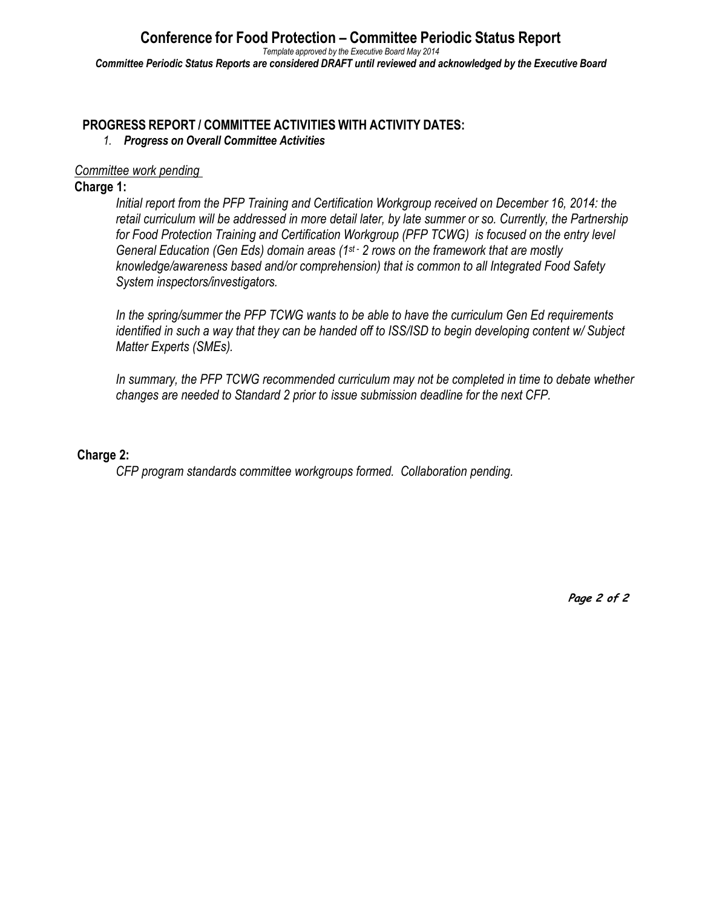## PROGRESS REPORT / COMMITTEE ACTIVITIES WITH ACTIVITY DATES:

1. ***Progress on Overall Committee Activities***

*Committee work pending*

**Charge 1:**

*Initial report from the PFP Training and Certification Workgroup received on December 16, 2014: the retail curriculum will be addressed in more detail later, by late summer or so. Currently, the Partnership for Food Protection Training and Certification Workgroup (PFP TCWG) is focused on the entry level General Education (Gen Eds) domain areas (1st - 2 rows on the framework that are mostly knowledge/awareness based and/or comprehension) that is common to all Integrated Food Safety System inspectors/investigators.*

*In the spring/summer the PFP TCWG wants to be able to have the curriculum Gen Ed requirements identified in such a way that they can be handed off to ISS/ISD to begin developing content w/ Subject Matter Experts (SMEs).*

*In summary, the PFP TCWG recommended curriculum may not be completed in time to debate whether changes are needed to Standard 2 prior to issue submission deadline for the next CFP.*

**Charge 2:**

*CFP program standards committee workgroups formed. Collaboration pending.*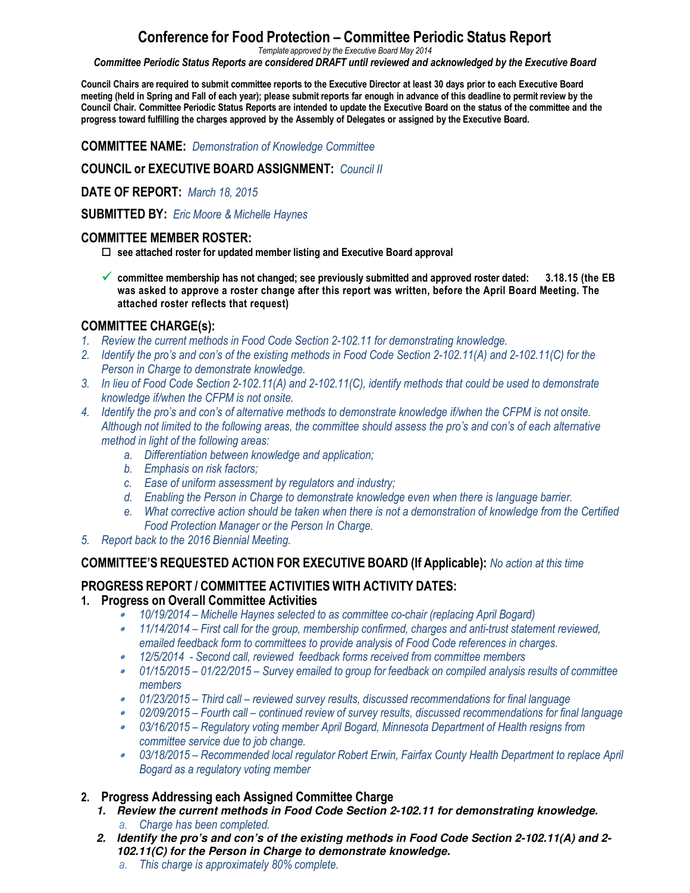# Conference for Food Protection – Committee Periodic Status Report

*Template approved by the Executive Board May 2014*

***Committee Periodic Status Reports are considered DRAFT until reviewed and acknowledged by the Executive Board***

**Council Chairs are required to submit committee reports to the Executive Director at least 30 days prior to each Executive Board meeting (held in Spring and Fall of each year); please submit reports far enough in advance of this deadline to permit review by the Council Chair. Committee Periodic Status Reports are intended to update the Executive Board on the status of the committee and the progress toward fulfilling the charges approved by the Assembly of Delegates or assigned by the Executive Board.**

**COMMITTEE NAME:** *Demonstration of Knowledge Committee*

**COUNCIL or EXECUTIVE BOARD ASSIGNMENT:** *Council II*

**DATE OF REPORT:** *March 18, 2015*

**SUBMITTED BY:** *Eric Moore & Michelle Haynes*

**COMMITTEE MEMBER ROSTER:**

- ☐ **see attached roster for updated member listing and Executive Board approval**
- ✓ **committee membership has not changed; see previously submitted and approved roster dated: 3.18.15 (the EB was asked to approve a roster change after this report was written, before the April Board Meeting. The attached roster reflects that request)**

**COMMITTEE CHARGE(s):**

1. *Review the current methods in Food Code Section 2-102.11 for demonstrating knowledge.*
2. *Identify the pro's and con's of the existing methods in Food Code Section 2-102.11(A) and 2-102.11(C) for the Person in Charge to demonstrate knowledge.*
3. *In lieu of Food Code Section 2-102.11(A) and 2-102.11(C), identify methods that could be used to demonstrate knowledge if/when the CFPM is not onsite.*
4. *Identify the pro's and con's of alternative methods to demonstrate knowledge if/when the CFPM is not onsite. Although not limited to the following areas, the committee should assess the pro's and con's of each alternative method in light of the following areas:*
   a. *Differentiation between knowledge and application;*
   b. *Emphasis on risk factors;*
   c. *Ease of uniform assessment by regulators and industry;*
   d. *Enabling the Person in Charge to demonstrate knowledge even when there is language barrier.*
   e. *What corrective action should be taken when there is not a demonstration of knowledge from the Certified Food Protection Manager or the Person In Charge.*
5. *Report back to the 2016 Biennial Meeting.*

**COMMITTEE'S REQUESTED ACTION FOR EXECUTIVE BOARD (If Applicable):** *No action at this time*

**PROGRESS REPORT / COMMITTEE ACTIVITIES WITH ACTIVITY DATES:**

1. **Progress on Overall Committee Activities**
   - *10/19/2014 – Michelle Haynes selected to as committee co-chair (replacing April Bogard)*
   - *11/14/2014 – First call for the group, membership confirmed, charges and anti-trust statement reviewed, emailed feedback form to committees to provide analysis of Food Code references in charges.*
   - *12/5/2014 - Second call, reviewed feedback forms received from committee members*
   - *01/15/2015 – 01/22/2015 – Survey emailed to group for feedback on compiled analysis results of committee members*
   - *01/23/2015 – Third call – reviewed survey results, discussed recommendations for final language*
   - *02/09/2015 – Fourth call – continued review of survey results, discussed recommendations for final language*
   - *03/16/2015 – Regulatory voting member April Bogard, Minnesota Department of Health resigns from committee service due to job change.*
   - *03/18/2015 – Recommended local regulator Robert Erwin, Fairfax County Health Department to replace April Bogard as a regulatory voting member*

2. **Progress Addressing each Assigned Committee Charge**
   1. ***Review the current methods in Food Code Section 2-102.11 for demonstrating knowledge.***
      a. *Charge has been completed.*
   2. ***Identify the pro's and con's of the existing methods in Food Code Section 2-102.11(A) and 2-102.11(C) for the Person in Charge to demonstrate knowledge.***
      a. *This charge is approximately 80% complete.*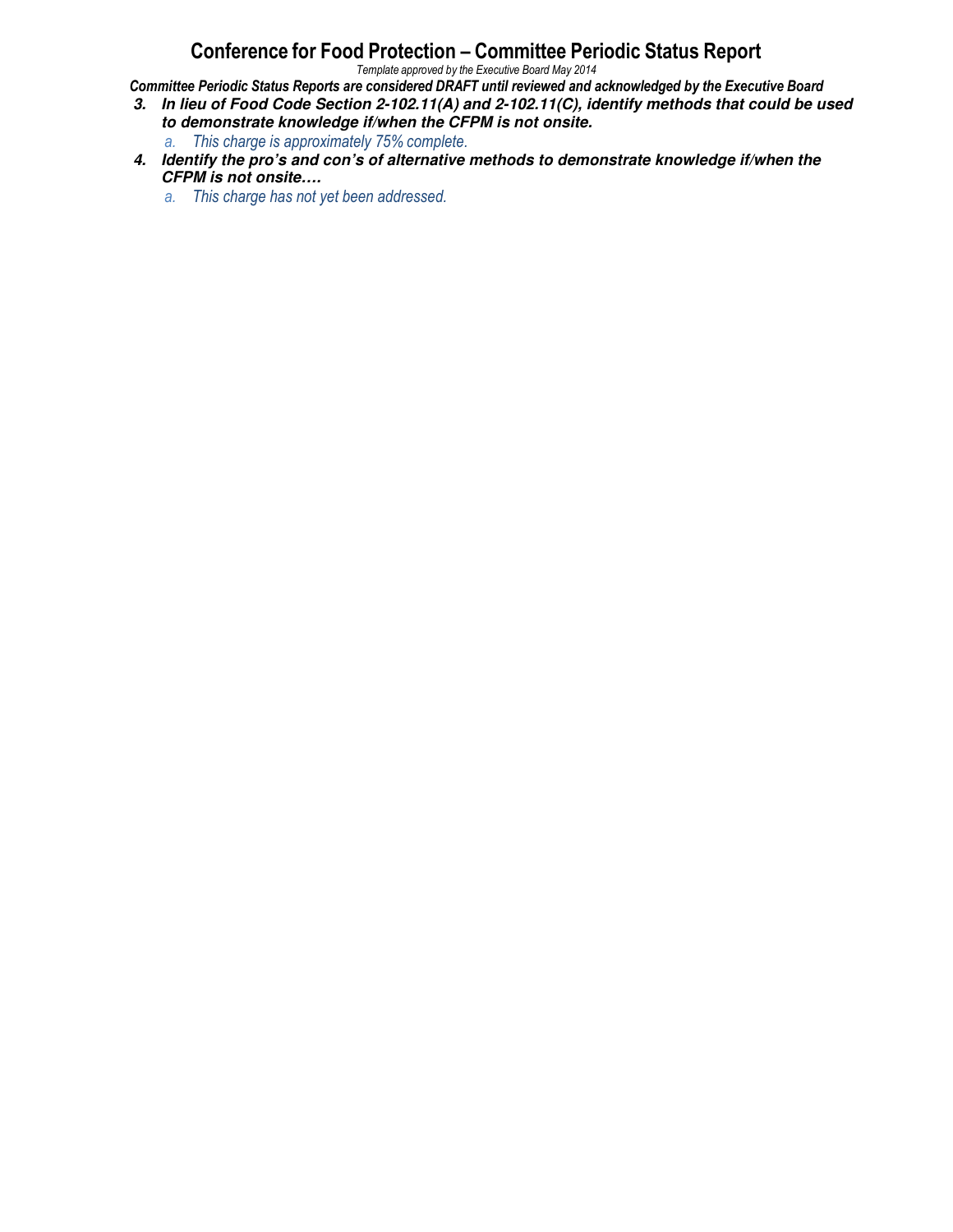3. ***In lieu of Food Code Section 2-102.11(A) and 2-102.11(C), identify methods that could be used to demonstrate knowledge if/when the CFPM is not onsite.***
    a. *This charge is approximately 75% complete.*
4. ***Identify the pro's and con's of alternative methods to demonstrate knowledge if/when the CFPM is not onsite….***
    a. *This charge has not yet been addressed.*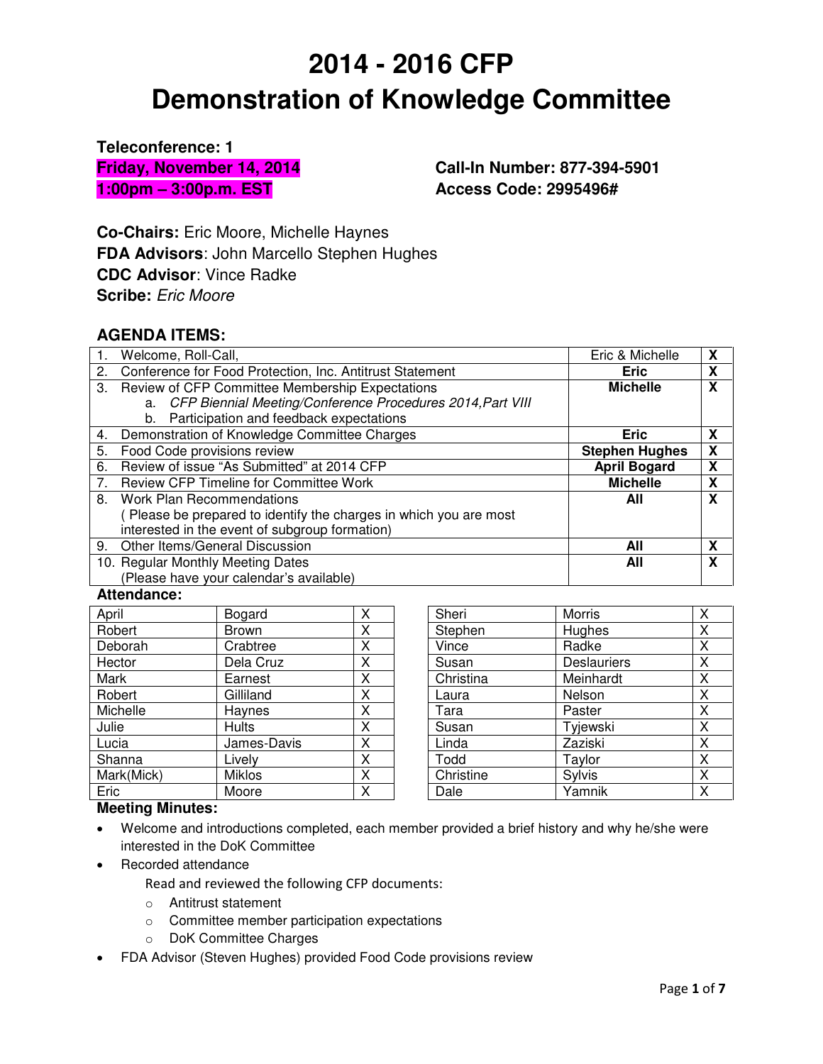# 2014 - 2016 CFP
# Demonstration of Knowledge Committee

**Teleconference: 1**

**Friday, November 14, 2014**
**1:00pm – 3:00p.m. EST**

**Call-In Number: 877-394-5901**
**Access Code: 2995496#**

**Co-Chairs:** Eric Moore, Michelle Haynes
**FDA Advisors**: John Marcello Stephen Hughes
**CDC Advisor**: Vince Radke
**Scribe:** *Eric Moore*

## AGENDA ITEMS:

| Item | Lead | |
|---|---|---|
| 1. Welcome, Roll-Call, | Eric & Michelle | **X** |
| 2. Conference for Food Protection, Inc. Antitrust Statement | **Eric** | **X** |
| 3. Review of CFP Committee Membership Expectations<br>a. *CFP Biennial Meeting/Conference Procedures 2014,Part VIII*<br>b. Participation and feedback expectations | **Michelle** | **X** |
| 4. Demonstration of Knowledge Committee Charges | **Eric** | **X** |
| 5. Food Code provisions review | **Stephen Hughes** | **X** |
| 6. Review of issue "As Submitted" at 2014 CFP | **April Bogard** | **X** |
| 7. Review CFP Timeline for Committee Work | **Michelle** | **X** |
| 8. Work Plan Recommendations<br>( Please be prepared to identify the charges in which you are most interested in the event of subgroup formation) | **All** | **X** |
| 9. Other Items/General Discussion | **All** | **X** |
| 10. Regular Monthly Meeting Dates<br>(Please have your calendar's available) | **All** | **X** |

**Attendance:**

| First | Last | | First | Last | |
|---|---|---|---|---|---|
| April | Bogard | X | Sheri | Morris | X |
| Robert | Brown | X | Stephen | Hughes | X |
| Deborah | Crabtree | X | Vince | Radke | X |
| Hector | Dela Cruz | X | Susan | Deslauriers | X |
| Mark | Earnest | X | Christina | Meinhardt | X |
| Robert | Gilliland | X | Laura | Nelson | X |
| Michelle | Haynes | X | Tara | Paster | X |
| Julie | Hults | X | Susan | Tyjewski | X |
| Lucia | James-Davis | X | Linda | Zaziski | X |
| Shanna | Lively | X | Todd | Taylor | X |
| Mark(Mick) | Miklos | X | Christine | Sylvis | X |
| Eric | Moore | X | Dale | Yamnik | X |

**Meeting Minutes:**

- Welcome and introductions completed, each member provided a brief history and why he/she were interested in the DoK Committee
- Recorded attendance

  Read and reviewed the following CFP documents:
  - Antitrust statement
  - Committee member participation expectations
  - DoK Committee Charges
- FDA Advisor (Steven Hughes) provided Food Code provisions review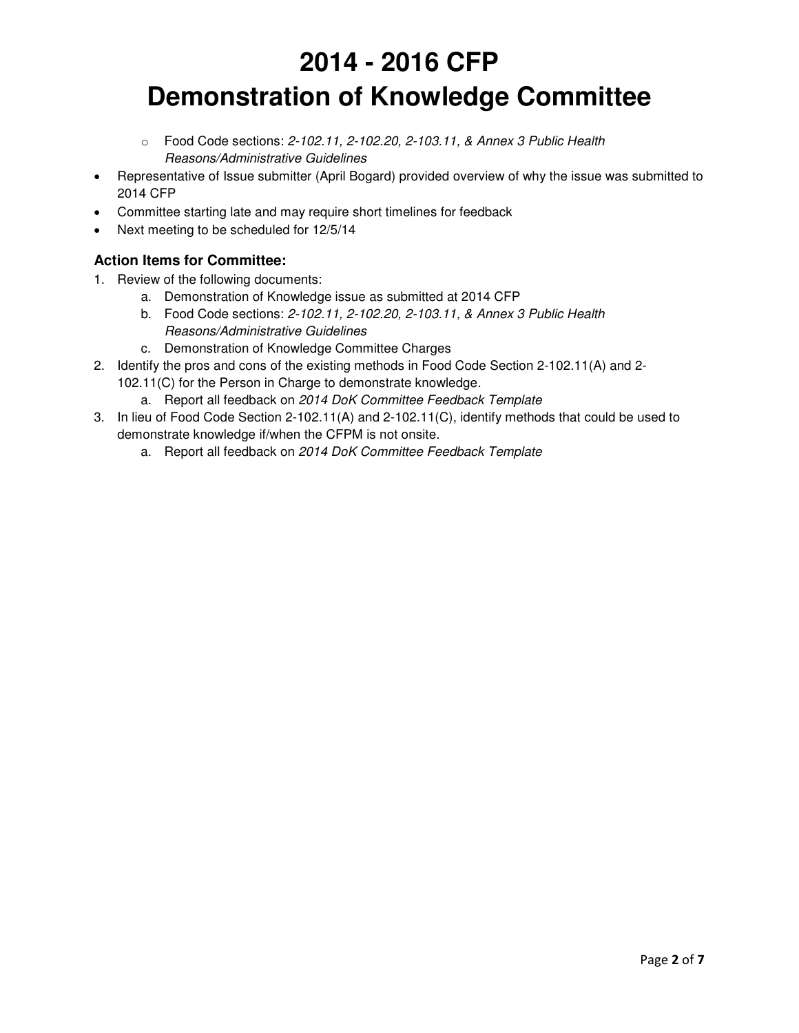# 2014 - 2016 CFP Demonstration of Knowledge Committee

  - Food Code sections: *2-102.11, 2-102.20, 2-103.11, & Annex 3 Public Health Reasons/Administrative Guidelines*
- Representative of Issue submitter (April Bogard) provided overview of why the issue was submitted to 2014 CFP
- Committee starting late and may require short timelines for feedback
- Next meeting to be scheduled for 12/5/14

### Action Items for Committee:

1. Review of the following documents:
   a. Demonstration of Knowledge issue as submitted at 2014 CFP
   b. Food Code sections: *2-102.11, 2-102.20, 2-103.11, & Annex 3 Public Health Reasons/Administrative Guidelines*
   c. Demonstration of Knowledge Committee Charges
2. Identify the pros and cons of the existing methods in Food Code Section 2-102.11(A) and 2-102.11(C) for the Person in Charge to demonstrate knowledge.
   a. Report all feedback on *2014 DoK Committee Feedback Template*
3. In lieu of Food Code Section 2-102.11(A) and 2-102.11(C), identify methods that could be used to demonstrate knowledge if/when the CFPM is not onsite.
   a. Report all feedback on *2014 DoK Committee Feedback Template*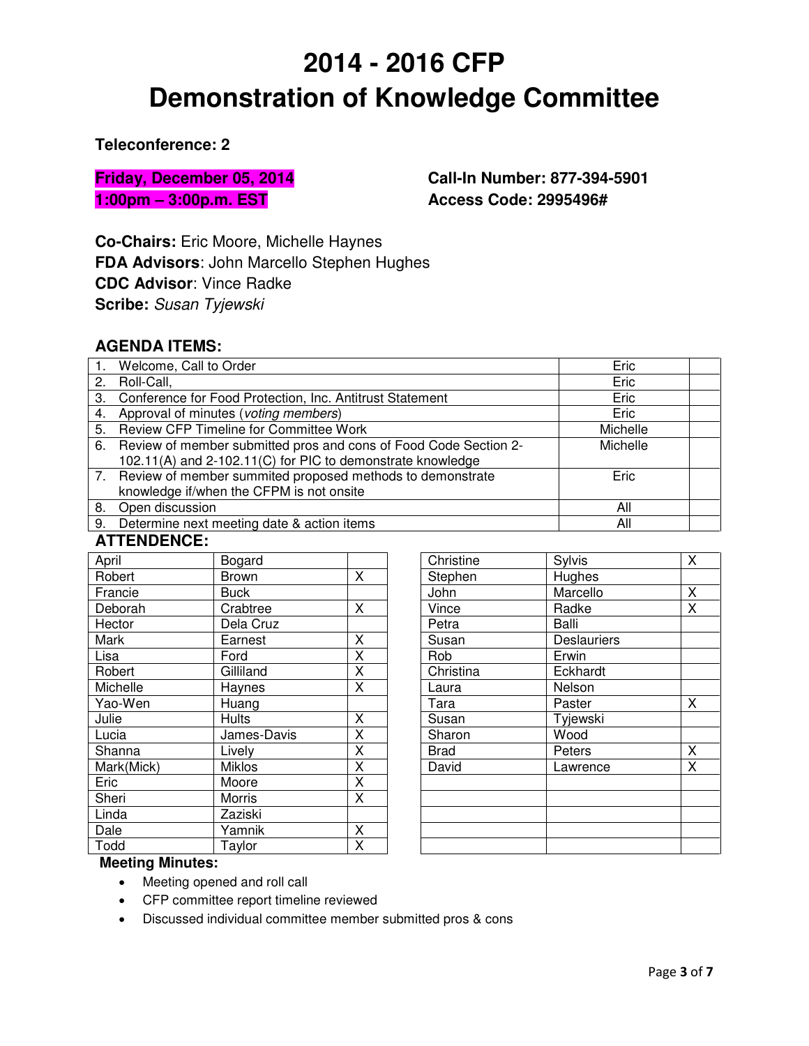# 2014 - 2016 CFP
# Demonstration of Knowledge Committee

**Teleconference: 2**

**Friday, December 05, 2014**
**1:00pm – 3:00p.m. EST**

**Call-In Number: 877-394-5901**
**Access Code: 2995496#**

**Co-Chairs:** Eric Moore, Michelle Haynes
**FDA Advisors**: John Marcello Stephen Hughes
**CDC Advisor**: Vince Radke
**Scribe:** *Susan Tyjewski*

## AGENDA ITEMS:

| | | |
|---|---|---|
| 1. Welcome, Call to Order | Eric | |
| 2. Roll-Call, | Eric | |
| 3. Conference for Food Protection, Inc. Antitrust Statement | Eric | |
| 4. Approval of minutes (*voting members*) | Eric | |
| 5. Review CFP Timeline for Committee Work | Michelle | |
| 6. Review of member submitted pros and cons of Food Code Section 2-102.11(A) and 2-102.11(C) for PIC to demonstrate knowledge | Michelle | |
| 7. Review of member summited proposed methods to demonstrate knowledge if/when the CFPM is not onsite | Eric | |
| 8. Open discussion | All | |
| 9. Determine next meeting date & action items | All | |

## ATTENDENCE:

| | | |
|---|---|---|
| April | Bogard | |
| Robert | Brown | X |
| Francie | Buck | |
| Deborah | Crabtree | X |
| Hector | Dela Cruz | |
| Mark | Earnest | X |
| Lisa | Ford | X |
| Robert | Gilliland | X |
| Michelle | Haynes | X |
| Yao-Wen | Huang | |
| Julie | Hults | X |
| Lucia | James-Davis | X |
| Shanna | Lively | X |
| Mark(Mick) | Miklos | X |
| Eric | Moore | X |
| Sheri | Morris | X |
| Linda | Zaziski | |
| Dale | Yamnik | X |
| Todd | Taylor | X |

| | | |
|---|---|---|
| Christine | Sylvis | X |
| Stephen | Hughes | |
| John | Marcello | X |
| Vince | Radke | X |
| Petra | Balli | |
| Susan | Deslauriers | |
| Rob | Erwin | |
| Christina | Eckhardt | |
| Laura | Nelson | |
| Tara | Paster | X |
| Susan | Tyjewski | |
| Sharon | Wood | |
| Brad | Peters | X |
| David | Lawrence | X |
| | | |
| | | |
| | | |
| | | |
| | | |

**Meeting Minutes:**

- Meeting opened and roll call
- CFP committee report timeline reviewed
- Discussed individual committee member submitted pros & cons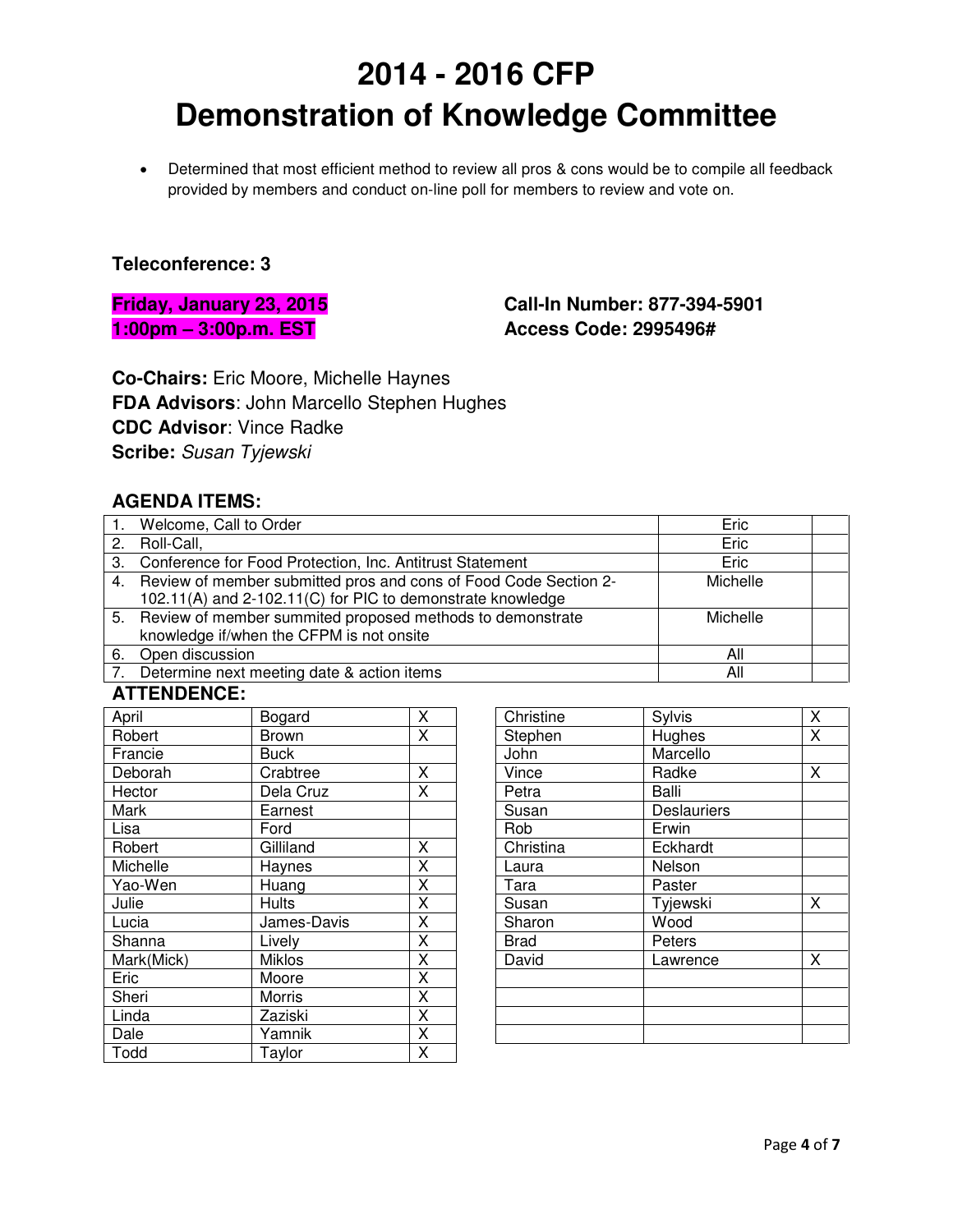# 2014 - 2016 CFP
# Demonstration of Knowledge Committee

- Determined that most efficient method to review all pros & cons would be to compile all feedback provided by members and conduct on-line poll for members to review and vote on.

**Teleconference: 3**

**Friday, January 23, 2015**
**1:00pm – 3:00p.m. EST**

**Call-In Number: 877-394-5901**
**Access Code: 2995496#**

**Co-Chairs:** Eric Moore, Michelle Haynes
**FDA Advisors**: John Marcello Stephen Hughes
**CDC Advisor**: Vince Radke
**Scribe:** *Susan Tyjewski*

## AGENDA ITEMS:

| | | |
|---|---|---|
| 1. Welcome, Call to Order | Eric | |
| 2. Roll-Call, | Eric | |
| 3. Conference for Food Protection, Inc. Antitrust Statement | Eric | |
| 4. Review of member submitted pros and cons of Food Code Section 2-102.11(A) and 2-102.11(C) for PIC to demonstrate knowledge | Michelle | |
| 5. Review of member summited proposed methods to demonstrate knowledge if/when the CFPM is not onsite | Michelle | |
| 6. Open discussion | All | |
| 7. Determine next meeting date & action items | All | |

## ATTENDENCE:

| | | |
|---|---|---|
| April | Bogard | X |
| Robert | Brown | X |
| Francie | Buck | |
| Deborah | Crabtree | X |
| Hector | Dela Cruz | X |
| Mark | Earnest | |
| Lisa | Ford | |
| Robert | Gilliland | X |
| Michelle | Haynes | X |
| Yao-Wen | Huang | X |
| Julie | Hults | X |
| Lucia | James-Davis | X |
| Shanna | Lively | X |
| Mark(Mick) | Miklos | X |
| Eric | Moore | X |
| Sheri | Morris | X |
| Linda | Zaziski | X |
| Dale | Yamnik | X |
| Todd | Taylor | X |

| | | |
|---|---|---|
| Christine | Sylvis | X |
| Stephen | Hughes | X |
| John | Marcello | |
| Vince | Radke | X |
| Petra | Balli | |
| Susan | Deslauriers | |
| Rob | Erwin | |
| Christina | Eckhardt | |
| Laura | Nelson | |
| Tara | Paster | |
| Susan | Tyjewski | X |
| Sharon | Wood | |
| Brad | Peters | |
| David | Lawrence | X |
| | | |
| | | |
| | | |
| | | |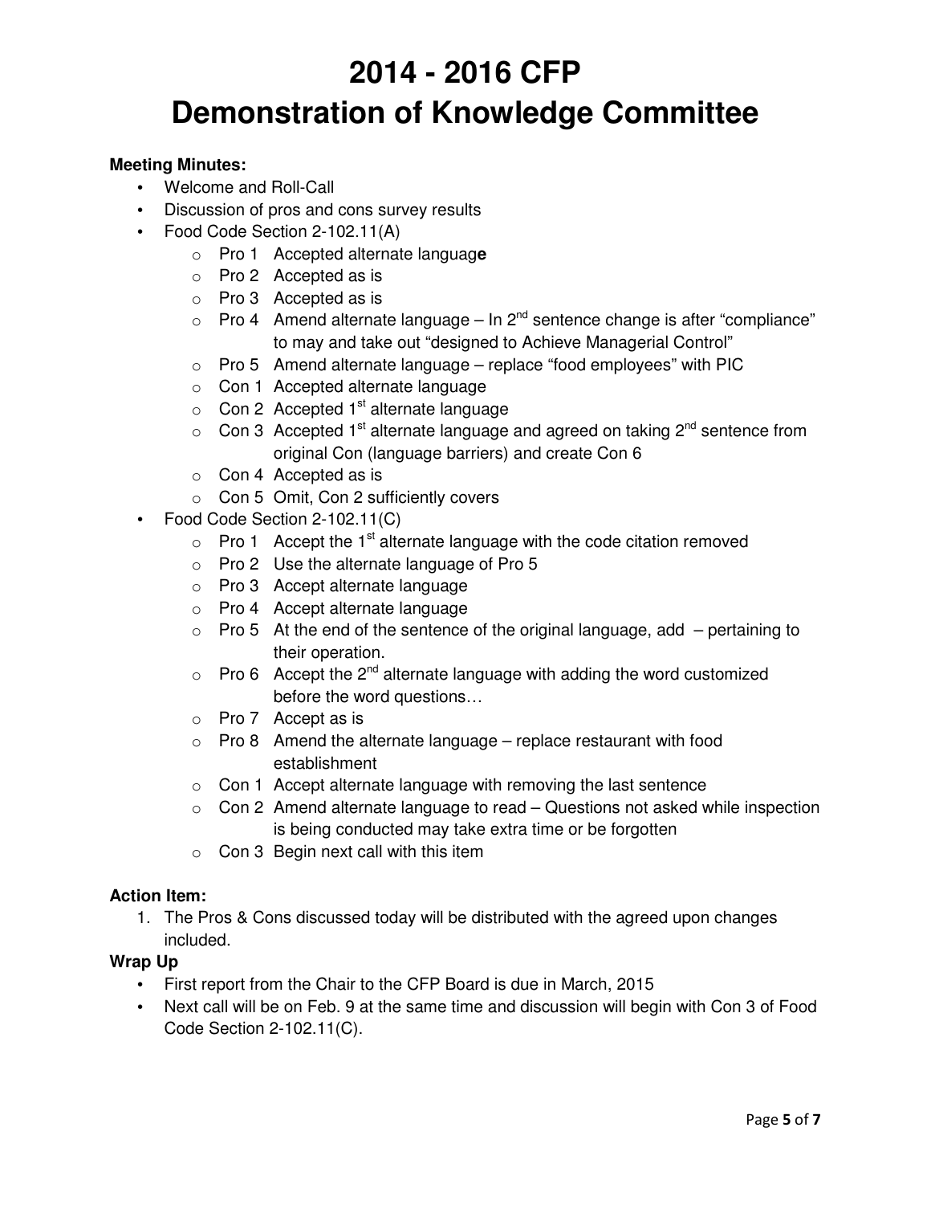# 2014 - 2016 CFP
# Demonstration of Knowledge Committee

**Meeting Minutes:**

- Welcome and Roll-Call
- Discussion of pros and cons survey results
- Food Code Section 2-102.11(A)
    - Pro 1 Accepted alternate language
    - Pro 2 Accepted as is
    - Pro 3 Accepted as is
    - Pro 4 Amend alternate language – In 2nd sentence change is after "compliance" to may and take out "designed to Achieve Managerial Control"
    - Pro 5 Amend alternate language – replace "food employees" with PIC
    - Con 1 Accepted alternate language
    - Con 2 Accepted 1st alternate language
    - Con 3 Accepted 1st alternate language and agreed on taking 2nd sentence from original Con (language barriers) and create Con 6
    - Con 4 Accepted as is
    - Con 5 Omit, Con 2 sufficiently covers
- Food Code Section 2-102.11(C)
    - Pro 1 Accept the 1st alternate language with the code citation removed
    - Pro 2 Use the alternate language of Pro 5
    - Pro 3 Accept alternate language
    - Pro 4 Accept alternate language
    - Pro 5 At the end of the sentence of the original language, add – pertaining to their operation.
    - Pro 6 Accept the 2nd alternate language with adding the word customized before the word questions…
    - Pro 7 Accept as is
    - Pro 8 Amend the alternate language – replace restaurant with food establishment
    - Con 1 Accept alternate language with removing the last sentence
    - Con 2 Amend alternate language to read – Questions not asked while inspection is being conducted may take extra time or be forgotten
    - Con 3 Begin next call with this item

**Action Item:**

1. The Pros & Cons discussed today will be distributed with the agreed upon changes included.

**Wrap Up**

- First report from the Chair to the CFP Board is due in March, 2015
- Next call will be on Feb. 9 at the same time and discussion will begin with Con 3 of Food Code Section 2-102.11(C).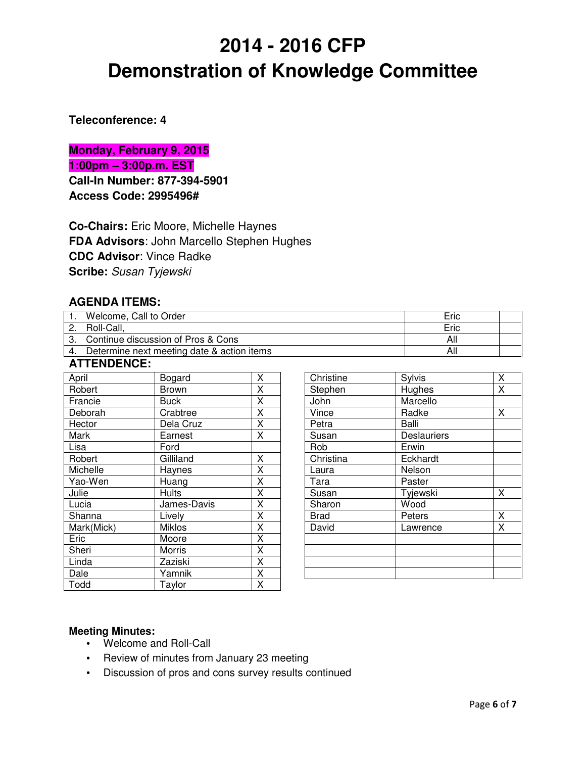# 2014 - 2016 CFP

# Demonstration of Knowledge Committee

**Teleconference: 4**

**Monday, February 9, 2015**
**1:00pm – 3:00p.m. EST**
**Call-In Number: 877-394-5901**
**Access Code: 2995496#**

**Co-Chairs:** Eric Moore, Michelle Haynes
**FDA Advisors**: John Marcello Stephen Hughes
**CDC Advisor**: Vince Radke
**Scribe:** *Susan Tyjewski*

### AGENDA ITEMS:

| | | |
|---|---|---|
| 1. Welcome, Call to Order | Eric | |
| 2. Roll-Call, | Eric | |
| 3. Continue discussion of Pros & Cons | All | |
| 4. Determine next meeting date & action items | All | |

### ATTENDENCE:

| | | |
|---|---|---|
| April | Bogard | X |
| Robert | Brown | X |
| Francie | Buck | X |
| Deborah | Crabtree | X |
| Hector | Dela Cruz | X |
| Mark | Earnest | X |
| Lisa | Ford | |
| Robert | Gilliland | X |
| Michelle | Haynes | X |
| Yao-Wen | Huang | X |
| Julie | Hults | X |
| Lucia | James-Davis | X |
| Shanna | Lively | X |
| Mark(Mick) | Miklos | X |
| Eric | Moore | X |
| Sheri | Morris | X |
| Linda | Zaziski | X |
| Dale | Yamnik | X |
| Todd | Taylor | X |

| | | |
|---|---|---|
| Christine | Sylvis | X |
| Stephen | Hughes | X |
| John | Marcello | |
| Vince | Radke | X |
| Petra | Balli | |
| Susan | Deslauriers | |
| Rob | Erwin | |
| Christina | Eckhardt | |
| Laura | Nelson | |
| Tara | Paster | |
| Susan | Tyjewski | X |
| Sharon | Wood | |
| Brad | Peters | X |
| David | Lawrence | X |
| | | |
| | | |
| | | |
| | | |

**Meeting Minutes:**

- Welcome and Roll-Call
- Review of minutes from January 23 meeting
- Discussion of pros and cons survey results continued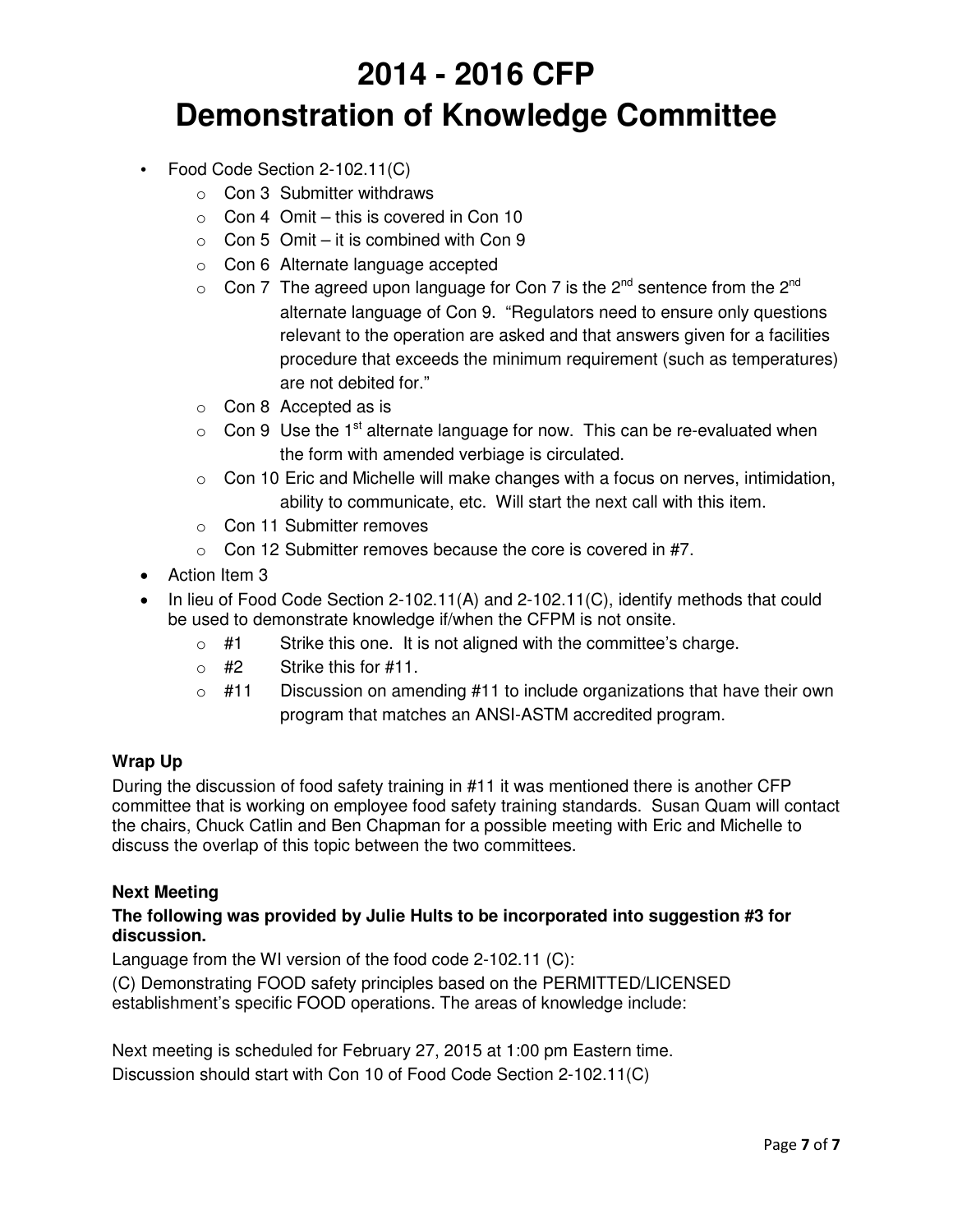# 2014 - 2016 CFP
# Demonstration of Knowledge Committee

- Food Code Section 2-102.11(C)
  - Con 3 Submitter withdraws
  - Con 4 Omit – this is covered in Con 10
  - Con 5 Omit – it is combined with Con 9
  - Con 6 Alternate language accepted
  - Con 7 The agreed upon language for Con 7 is the 2nd sentence from the 2nd alternate language of Con 9. "Regulators need to ensure only questions relevant to the operation are asked and that answers given for a facilities procedure that exceeds the minimum requirement (such as temperatures) are not debited for."
  - Con 8 Accepted as is
  - Con 9 Use the 1st alternate language for now. This can be re-evaluated when the form with amended verbiage is circulated.
  - Con 10 Eric and Michelle will make changes with a focus on nerves, intimidation, ability to communicate, etc. Will start the next call with this item.
  - Con 11 Submitter removes
  - Con 12 Submitter removes because the core is covered in #7.
- Action Item 3
- In lieu of Food Code Section 2-102.11(A) and 2-102.11(C), identify methods that could be used to demonstrate knowledge if/when the CFPM is not onsite.
  - #1 Strike this one. It is not aligned with the committee's charge.
  - #2 Strike this for #11.
  - #11 Discussion on amending #11 to include organizations that have their own program that matches an ANSI-ASTM accredited program.

**Wrap Up**

During the discussion of food safety training in #11 it was mentioned there is another CFP committee that is working on employee food safety training standards. Susan Quam will contact the chairs, Chuck Catlin and Ben Chapman for a possible meeting with Eric and Michelle to discuss the overlap of this topic between the two committees.

**Next Meeting**

**The following was provided by Julie Hults to be incorporated into suggestion #3 for discussion.**

Language from the WI version of the food code 2-102.11 (C):

(C) Demonstrating FOOD safety principles based on the PERMITTED/LICENSED establishment's specific FOOD operations. The areas of knowledge include:

Next meeting is scheduled for February 27, 2015 at 1:00 pm Eastern time.
Discussion should start with Con 10 of Food Code Section 2-102.11(C)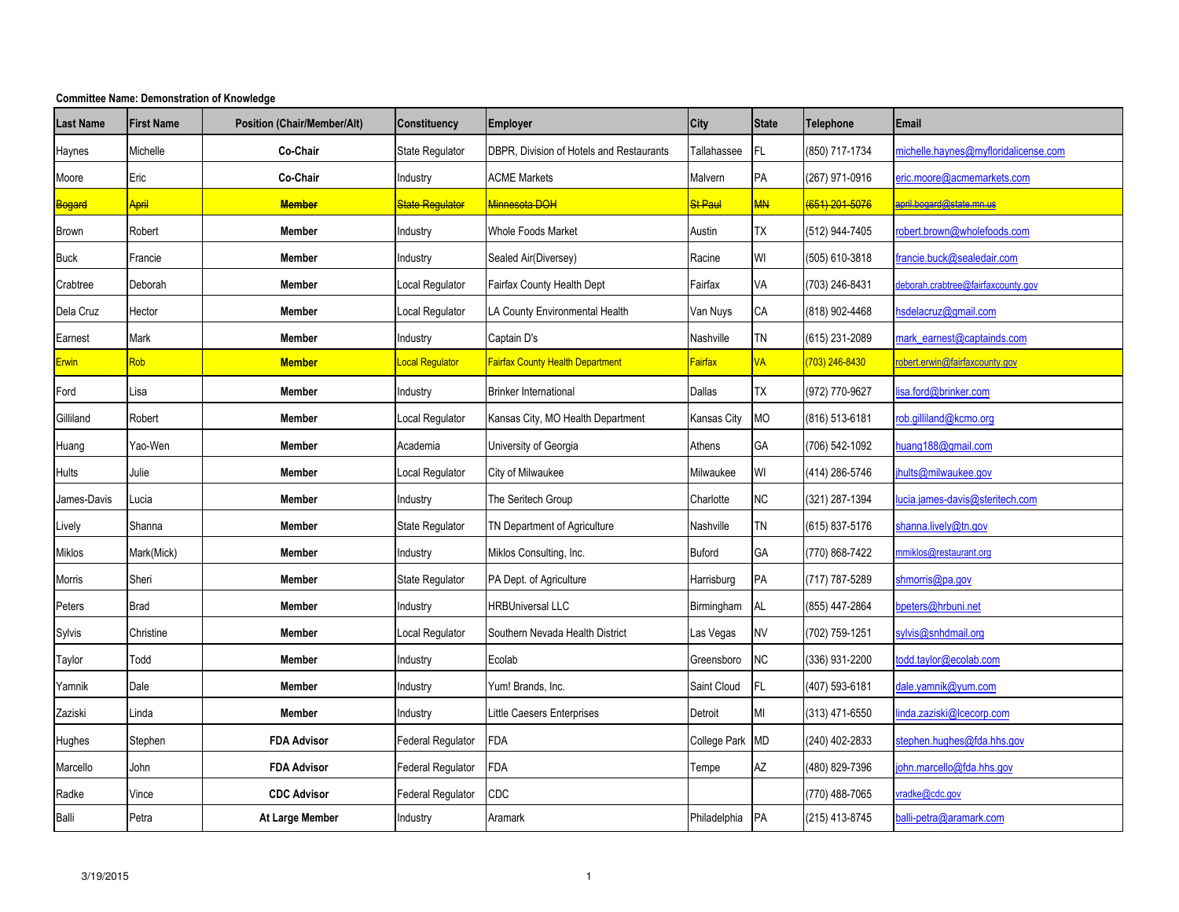**Committee Name: Demonstration of Knowledge**

| Last Name | First Name | Position (Chair/Member/Alt) | Constituency | Employer | City | State | Telephone | Email |
|---|---|---|---|---|---|---|---|---|
| Haynes | Michelle | **Co-Chair** | State Regulator | DBPR, Division of Hotels and Restaurants | Tallahassee | FL | (850) 717-1734 | michelle.haynes@myfloridalicense.com |
| Moore | Eric | **Co-Chair** | Industry | ACME Markets | Malvern | PA | (267) 971-0916 | eric.moore@acmemarkets.com |
| ~~Bogard~~ | ~~April~~ | ~~**Member**~~ | ~~State Regulator~~ | ~~Minnesota DOH~~ | ~~St Paul~~ | ~~MN~~ | ~~(651) 201-5076~~ | ~~april.bogard@state.mn.us~~ |
| Brown | Robert | **Member** | Industry | Whole Foods Market | Austin | TX | (512) 944-7405 | robert.brown@wholefoods.com |
| Buck | Francie | **Member** | Industry | Sealed Air(Diversey) | Racine | WI | (505) 610-3818 | francie.buck@sealedair.com |
| Crabtree | Deborah | **Member** | Local Regulator | Fairfax County Health Dept | Fairfax | VA | (703) 246-8431 | deborah.crabtree@fairfaxcounty.gov |
| Dela Cruz | Hector | **Member** | Local Regulator | LA County Environmental Health | Van Nuys | CA | (818) 902-4468 | hsdelacruz@gmail.com |
| Earnest | Mark | **Member** | Industry | Captain D's | Nashville | TN | (615) 231-2089 | mark_earnest@captainds.com |
| Erwin | Rob | **Member** | Local Regulator | Fairfax County Health Department | Fairfax | VA | (703) 246-8430 | robert.erwin@fairfaxcounty.gov |
| Ford | Lisa | **Member** | Industry | Brinker International | Dallas | TX | (972) 770-9627 | lisa.ford@brinker.com |
| Gilliland | Robert | **Member** | Local Regulator | Kansas City, MO Health Department | Kansas City | MO | (816) 513-6181 | rob.gilliland@kcmo.org |
| Huang | Yao-Wen | **Member** | Academia | University of Georgia | Athens | GA | (706) 542-1092 | huang188@gmail.com |
| Hults | Julie | **Member** | Local Regulator | City of Milwaukee | Milwaukee | WI | (414) 286-5746 | jhults@milwaukee.gov |
| James-Davis | Lucia | **Member** | Industry | The Seritech Group | Charlotte | NC | (321) 287-1394 | lucia.james-davis@steritech.com |
| Lively | Shanna | **Member** | State Regulator | TN Department of Agriculture | Nashville | TN | (615) 837-5176 | shanna.lively@tn.gov |
| Miklos | Mark(Mick) | **Member** | Industry | Miklos Consulting, Inc. | Buford | GA | (770) 868-7422 | mmiklos@restaurant.org |
| Morris | Sheri | **Member** | State Regulator | PA Dept. of Agriculture | Harrisburg | PA | (717) 787-5289 | shmorris@pa.gov |
| Peters | Brad | **Member** | Industry | HRBUniversal LLC | Birmingham | AL | (855) 447-2864 | bpeters@hrbuni.net |
| Sylvis | Christine | **Member** | Local Regulator | Southern Nevada Health District | Las Vegas | NV | (702) 759-1251 | sylvis@snhdmail.org |
| Taylor | Todd | **Member** | Industry | Ecolab | Greensboro | NC | (336) 931-2200 | todd.taylor@ecolab.com |
| Yamnik | Dale | **Member** | Industry | Yum! Brands, Inc. | Saint Cloud | FL | (407) 593-6181 | dale.yamnik@yum.com |
| Zaziski | Linda | **Member** | Industry | Little Caesers Enterprises | Detroit | MI | (313) 471-6550 | linda.zaziski@lcecorp.com |
| Hughes | Stephen | **FDA Advisor** | Federal Regulator | FDA | College Park | MD | (240) 402-2833 | stephen.hughes@fda.hhs.gov |
| Marcello | John | **FDA Advisor** | Federal Regulator | FDA | Tempe | AZ | (480) 829-7396 | john.marcello@fda.hhs.gov |
| Radke | Vince | **CDC Advisor** | Federal Regulator | CDC | | | (770) 488-7065 | vradke@cdc.gov |
| Balli | Petra | **At Large Member** | Industry | Aramark | Philadelphia | PA | (215) 413-8745 | balli-petra@aramark.com |

3/19/2015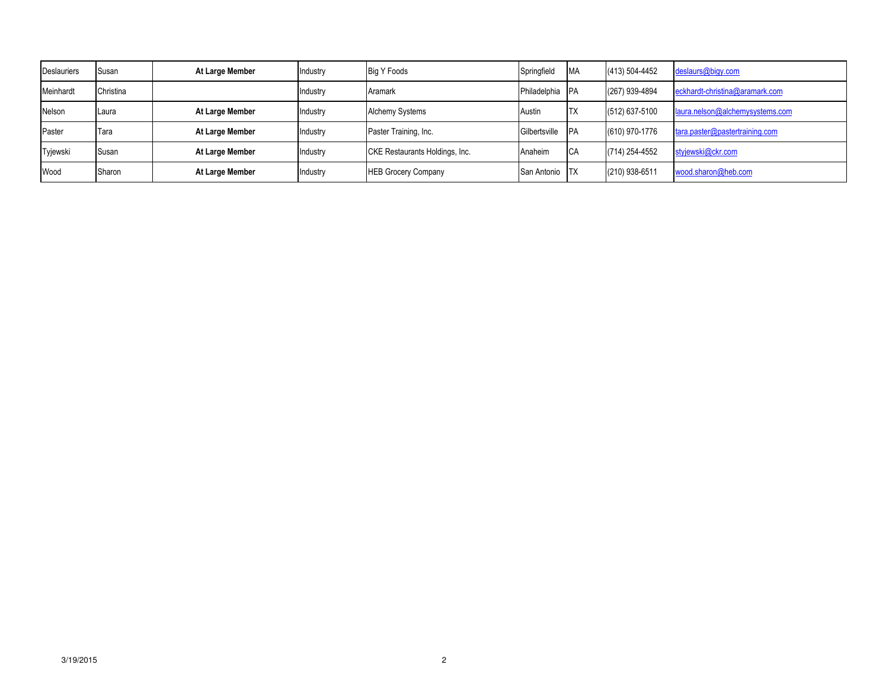| | | | | | | | | |
|---|---|---|---|---|---|---|---|---|
| Deslauriers | Susan | **At Large Member** | Industry | Big Y Foods | Springfield | MA | (413) 504-4452 | deslaurs@bigy.com |
| Meinhardt | Christina | | Industry | Aramark | Philadelphia | PA | (267) 939-4894 | eckhardt-christina@aramark.com |
| Nelson | Laura | **At Large Member** | Industry | Alchemy Systems | Austin | TX | (512) 637-5100 | laura.nelson@alchemysystems.com |
| Paster | Tara | **At Large Member** | Industry | Paster Training, Inc. | Gilbertsville | PA | (610) 970-1776 | tara.paster@pastertraining.com |
| Tyjewski | Susan | **At Large Member** | Industry | CKE Restaurants Holdings, Inc. | Anaheim | CA | (714) 254-4552 | styjewski@ckr.com |
| Wood | Sharon | **At Large Member** | Industry | HEB Grocery Company | San Antonio | TX | (210) 938-6511 | wood.sharon@heb.com |

3/19/2015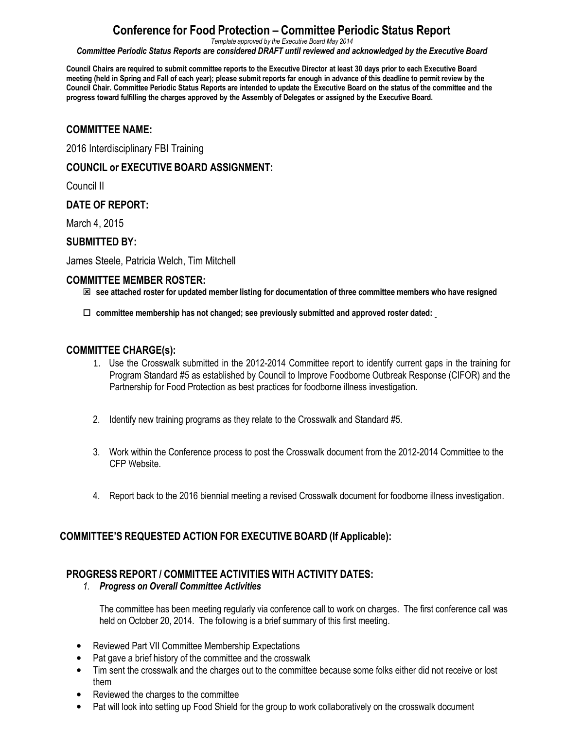# Conference for Food Protection – Committee Periodic Status Report

*Template approved by the Executive Board May 2014*

***Committee Periodic Status Reports are considered DRAFT until reviewed and acknowledged by the Executive Board***

**Council Chairs are required to submit committee reports to the Executive Director at least 30 days prior to each Executive Board meeting (held in Spring and Fall of each year); please submit reports far enough in advance of this deadline to permit review by the Council Chair. Committee Periodic Status Reports are intended to update the Executive Board on the status of the committee and the progress toward fulfilling the charges approved by the Assembly of Delegates or assigned by the Executive Board.**

## COMMITTEE NAME:

2016 Interdisciplinary FBI Training

## COUNCIL or EXECUTIVE BOARD ASSIGNMENT:

Council II

## DATE OF REPORT:

March 4, 2015

## SUBMITTED BY:

James Steele, Patricia Welch, Tim Mitchell

## COMMITTEE MEMBER ROSTER:

☒ **see attached roster for updated member listing for documentation of three committee members who have resigned**

☐ **committee membership has not changed; see previously submitted and approved roster dated:**

## COMMITTEE CHARGE(s):

1. Use the Crosswalk submitted in the 2012-2014 Committee report to identify current gaps in the training for Program Standard #5 as established by Council to Improve Foodborne Outbreak Response (CIFOR) and the Partnership for Food Protection as best practices for foodborne illness investigation.

2. Identify new training programs as they relate to the Crosswalk and Standard #5.

3. Work within the Conference process to post the Crosswalk document from the 2012-2014 Committee to the CFP Website.

4. Report back to the 2016 biennial meeting a revised Crosswalk document for foodborne illness investigation.

## COMMITTEE'S REQUESTED ACTION FOR EXECUTIVE BOARD (If Applicable):

## PROGRESS REPORT / COMMITTEE ACTIVITIES WITH ACTIVITY DATES:

*1. **Progress on Overall Committee Activities***

The committee has been meeting regularly via conference call to work on charges. The first conference call was held on October 20, 2014. The following is a brief summary of this first meeting.

- Reviewed Part VII Committee Membership Expectations
- Pat gave a brief history of the committee and the crosswalk
- Tim sent the crosswalk and the charges out to the committee because some folks either did not receive or lost them
- Reviewed the charges to the committee
- Pat will look into setting up Food Shield for the group to work collaboratively on the crosswalk document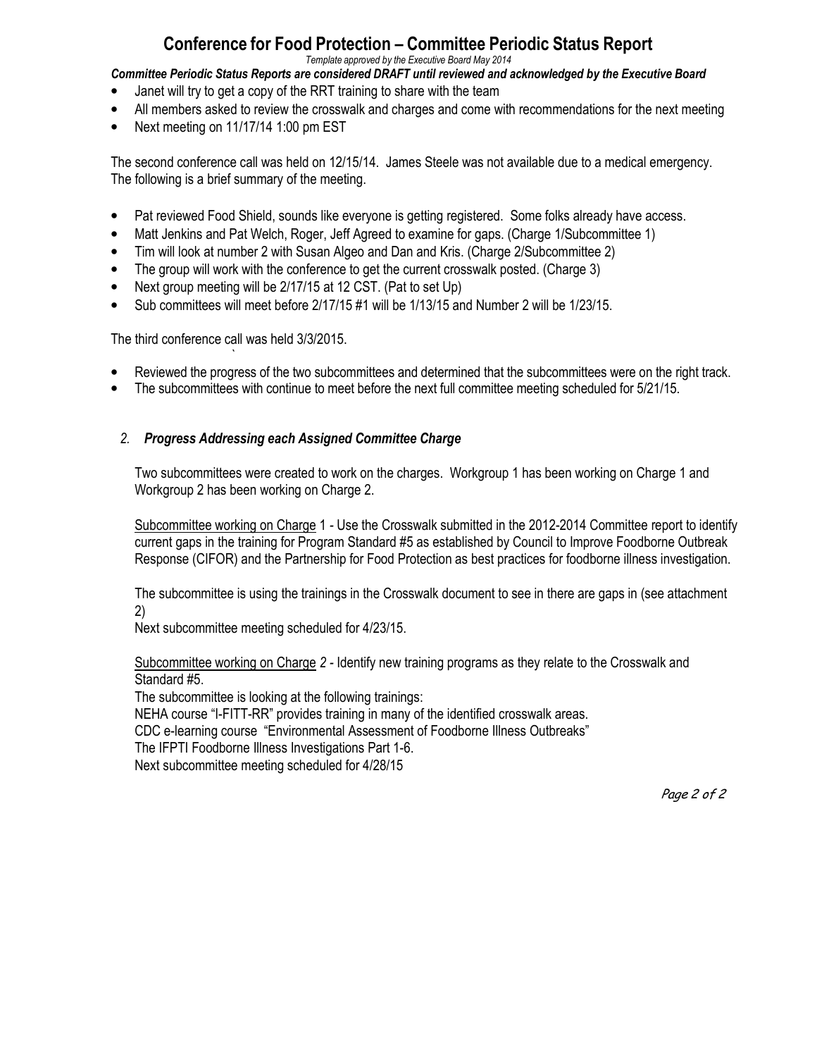# Conference for Food Protection – Committee Periodic Status Report

*Template approved by the Executive Board May 2014*

***Committee Periodic Status Reports are considered DRAFT until reviewed and acknowledged by the Executive Board***

- Janet will try to get a copy of the RRT training to share with the team
- All members asked to review the crosswalk and charges and come with recommendations for the next meeting
- Next meeting on 11/17/14 1:00 pm EST

The second conference call was held on 12/15/14. James Steele was not available due to a medical emergency. The following is a brief summary of the meeting.

- Pat reviewed Food Shield, sounds like everyone is getting registered. Some folks already have access.
- Matt Jenkins and Pat Welch, Roger, Jeff Agreed to examine for gaps. (Charge 1/Subcommittee 1)
- Tim will look at number 2 with Susan Algeo and Dan and Kris. (Charge 2/Subcommittee 2)
- The group will work with the conference to get the current crosswalk posted. (Charge 3)
- Next group meeting will be 2/17/15 at 12 CST. (Pat to set Up)
- Sub committees will meet before 2/17/15 #1 will be 1/13/15 and Number 2 will be 1/23/15.

The third conference call was held 3/3/2015.

- Reviewed the progress of the two subcommittees and determined that the subcommittees were on the right track.
- The subcommittees with continue to meet before the next full committee meeting scheduled for 5/21/15.

## *2. Progress Addressing each Assigned Committee Charge*

Two subcommittees were created to work on the charges. Workgroup 1 has been working on Charge 1 and Workgroup 2 has been working on Charge 2.

Subcommittee working on Charge 1 - Use the Crosswalk submitted in the 2012-2014 Committee report to identify current gaps in the training for Program Standard #5 as established by Council to Improve Foodborne Outbreak Response (CIFOR) and the Partnership for Food Protection as best practices for foodborne illness investigation.

The subcommittee is using the trainings in the Crosswalk document to see in there are gaps in (see attachment 2)
Next subcommittee meeting scheduled for 4/23/15.

Subcommittee working on Charge *2* - Identify new training programs as they relate to the Crosswalk and Standard #5.
The subcommittee is looking at the following trainings:
NEHA course "I-FITT-RR" provides training in many of the identified crosswalk areas.
CDC e-learning course "Environmental Assessment of Foodborne Illness Outbreaks"
The IFPTI Foodborne Illness Investigations Part 1-6.
Next subcommittee meeting scheduled for 4/28/15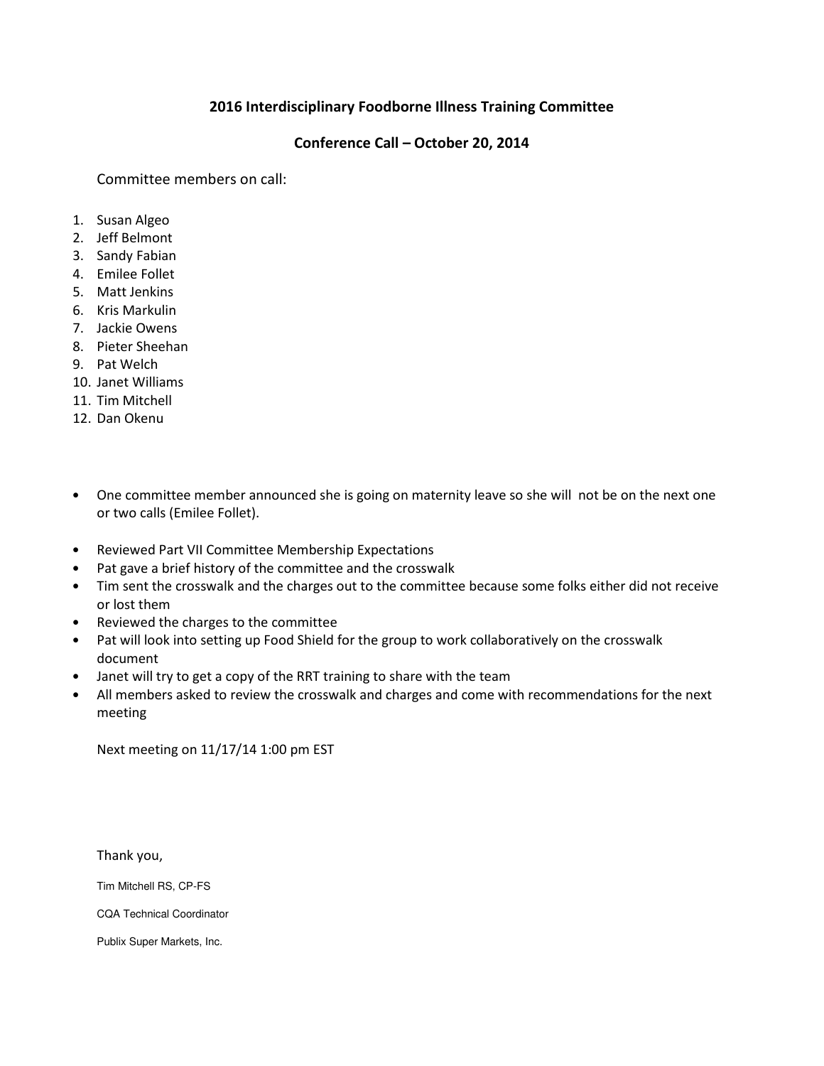## 2016 Interdisciplinary Foodborne Illness Training Committee

## Conference Call – October 20, 2014

Committee members on call:

1. Susan Algeo
2. Jeff Belmont
3. Sandy Fabian
4. Emilee Follet
5. Matt Jenkins
6. Kris Markulin
7. Jackie Owens
8. Pieter Sheehan
9. Pat Welch
10. Janet Williams
11. Tim Mitchell
12. Dan Okenu

- One committee member announced she is going on maternity leave so she will not be on the next one or two calls (Emilee Follet).

- Reviewed Part VII Committee Membership Expectations
- Pat gave a brief history of the committee and the crosswalk
- Tim sent the crosswalk and the charges out to the committee because some folks either did not receive or lost them
- Reviewed the charges to the committee
- Pat will look into setting up Food Shield for the group to work collaboratively on the crosswalk document
- Janet will try to get a copy of the RRT training to share with the team
- All members asked to review the crosswalk and charges and come with recommendations for the next meeting

Next meeting on 11/17/14 1:00 pm EST

Thank you,

Tim Mitchell RS, CP-FS

CQA Technical Coordinator

Publix Super Markets, Inc.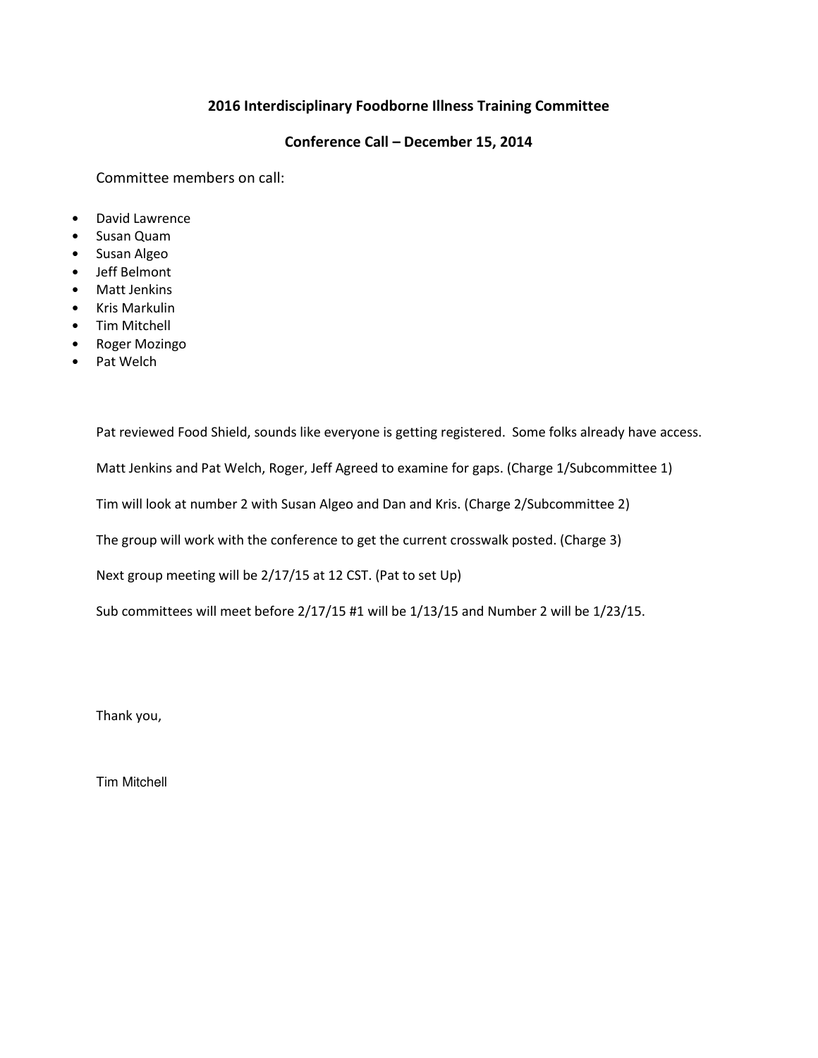## 2016 Interdisciplinary Foodborne Illness Training Committee

## Conference Call – December 15, 2014

Committee members on call:

- David Lawrence
- Susan Quam
- Susan Algeo
- Jeff Belmont
- Matt Jenkins
- Kris Markulin
- Tim Mitchell
- Roger Mozingo
- Pat Welch

Pat reviewed Food Shield, sounds like everyone is getting registered. Some folks already have access.

Matt Jenkins and Pat Welch, Roger, Jeff Agreed to examine for gaps. (Charge 1/Subcommittee 1)

Tim will look at number 2 with Susan Algeo and Dan and Kris. (Charge 2/Subcommittee 2)

The group will work with the conference to get the current crosswalk posted. (Charge 3)

Next group meeting will be 2/17/15 at 12 CST. (Pat to set Up)

Sub committees will meet before 2/17/15 #1 will be 1/13/15 and Number 2 will be 1/23/15.

Thank you,

Tim Mitchell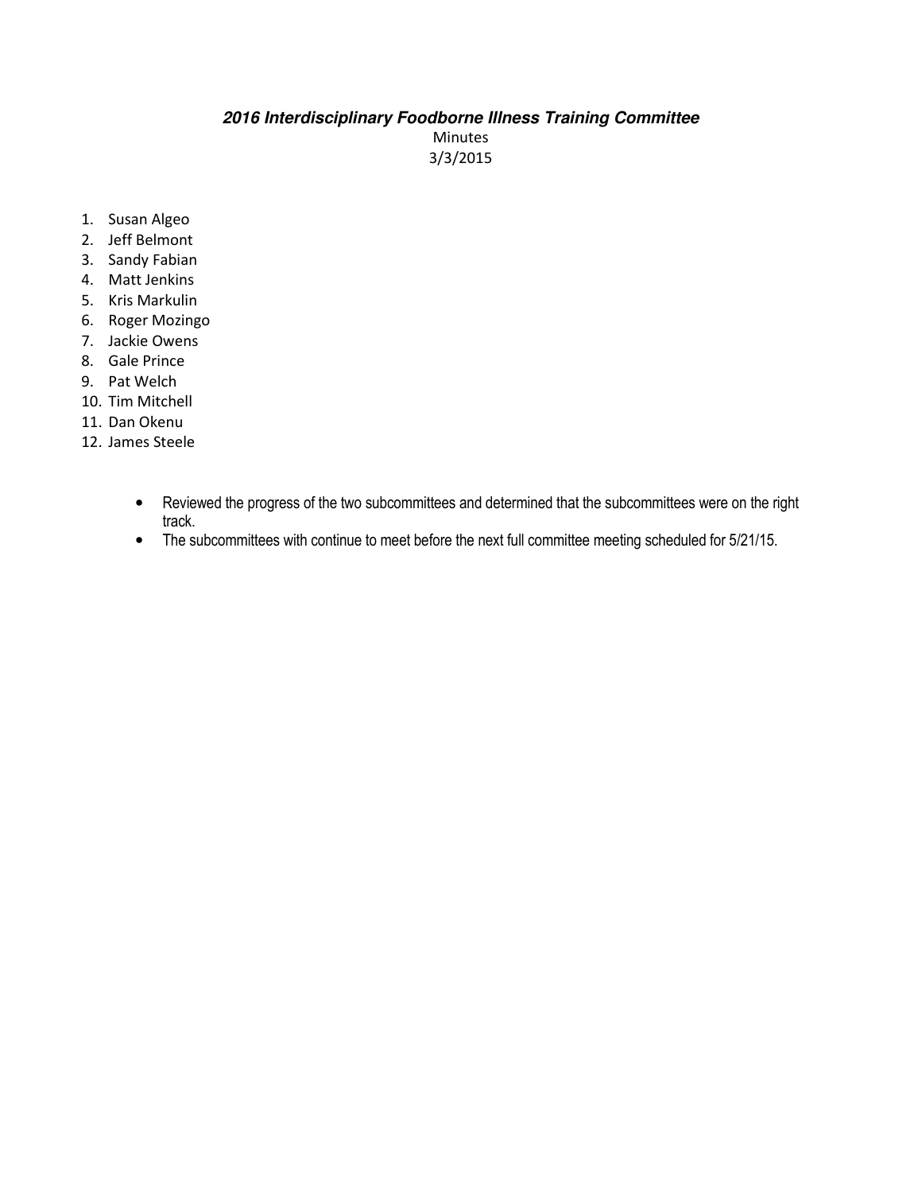***2016 Interdisciplinary Foodborne Illness Training Committee***

Minutes

3/3/2015

1. Susan Algeo
2. Jeff Belmont
3. Sandy Fabian
4. Matt Jenkins
5. Kris Markulin
6. Roger Mozingo
7. Jackie Owens
8. Gale Prince
9. Pat Welch
10. Tim Mitchell
11. Dan Okenu
12. James Steele

- Reviewed the progress of the two subcommittees and determined that the subcommittees were on the right track.
- The subcommittees with continue to meet before the next full committee meeting scheduled for 5/21/15.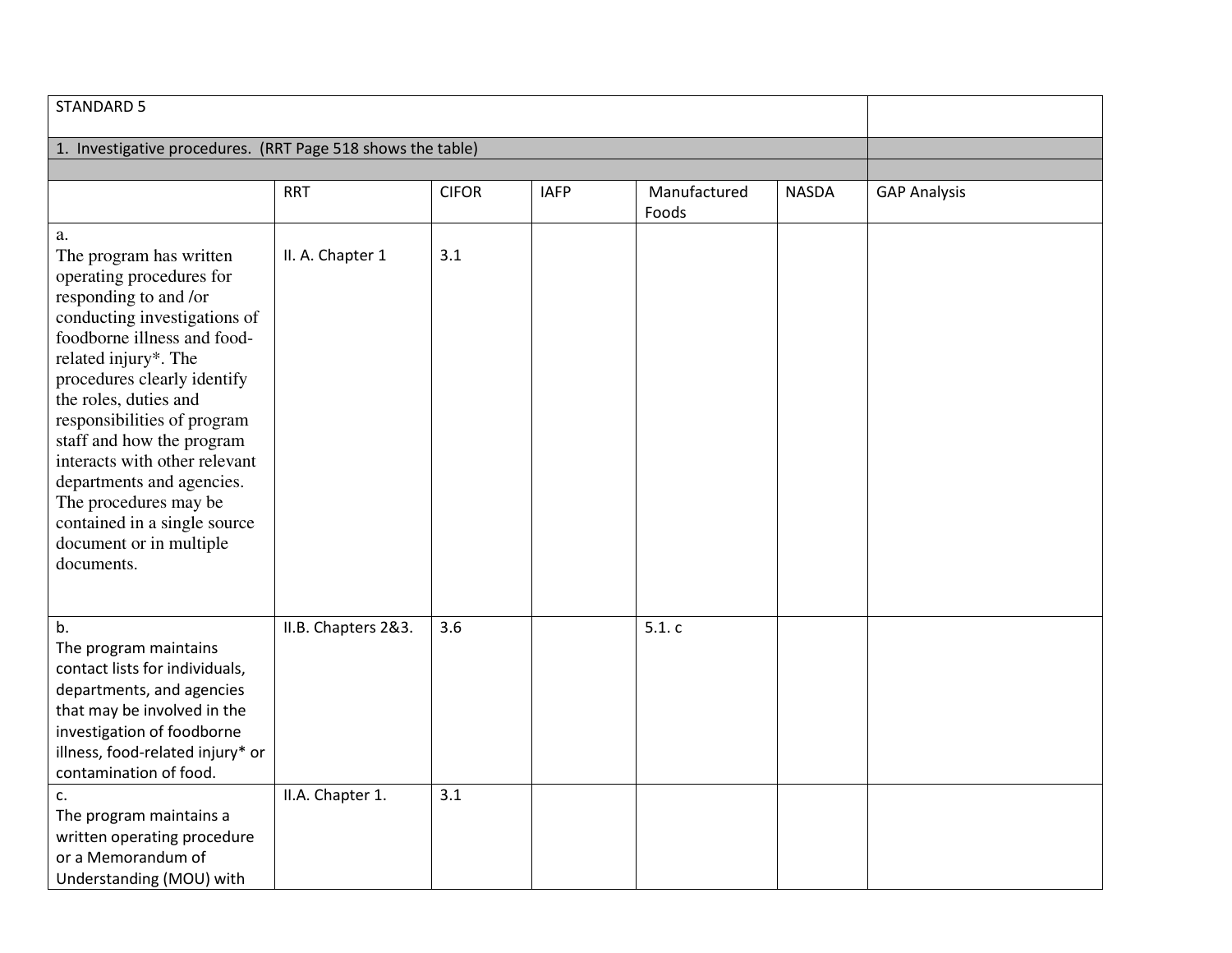| STANDARD 5 | | | | | | |
|---|---|---|---|---|---|---|
| 1. Investigative procedures. (RRT Page 518 shows the table) | | | | | | |
| | | | | | | |
| | RRT | CIFOR | IAFP | Manufactured Foods | NASDA | GAP Analysis |
| a. The program has written operating procedures for responding to and /or conducting investigations of foodborne illness and food-related injury*. The procedures clearly identify the roles, duties and responsibilities of program staff and how the program interacts with other relevant departments and agencies. The procedures may be contained in a single source document or in multiple documents. | II. A. Chapter 1 | 3.1 | | | | |
| b. The program maintains contact lists for individuals, departments, and agencies that may be involved in the investigation of foodborne illness, food-related injury* or contamination of food. | II.B. Chapters 2&3. | 3.6 | | 5.1. c | | |
| c. The program maintains a written operating procedure or a Memorandum of Understanding (MOU) with | II.A. Chapter 1. | 3.1 | | | | |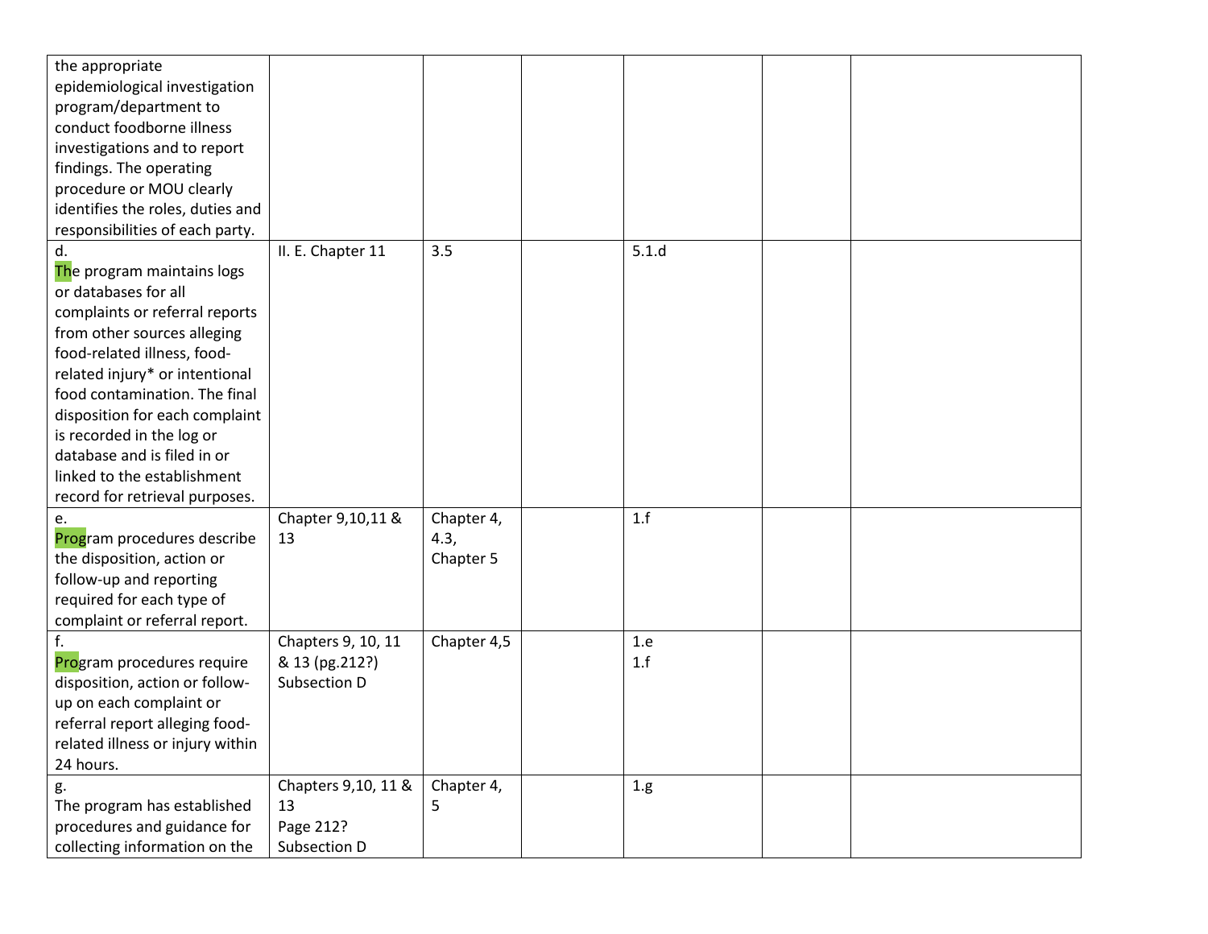| | | | | | | |
|---|---|---|---|---|---|---|
| the appropriate epidemiological investigation program/department to conduct foodborne illness investigations and to report findings. The operating procedure or MOU clearly identifies the roles, duties and responsibilities of each party. | | | | | | |
| d. The program maintains logs or databases for all complaints or referral reports from other sources alleging food-related illness, food-related injury* or intentional food contamination. The final disposition for each complaint is recorded in the log or database and is filed in or linked to the establishment record for retrieval purposes. | II. E. Chapter 11 | 3.5 | | 5.1.d | | |
| e. Program procedures describe the disposition, action or follow-up and reporting required for each type of complaint or referral report. | Chapter 9,10,11 & 13 | Chapter 4, 4.3, Chapter 5 | | 1.f | | |
| f. Program procedures require disposition, action or follow-up on each complaint or referral report alleging food-related illness or injury within 24 hours. | Chapters 9, 10, 11 & 13 (pg.212?) Subsection D | Chapter 4,5 | | 1.e 1.f | | |
| g. The program has established procedures and guidance for collecting information on the | Chapters 9,10, 11 & 13 Page 212? Subsection D | Chapter 4, 5 | | 1.g | | |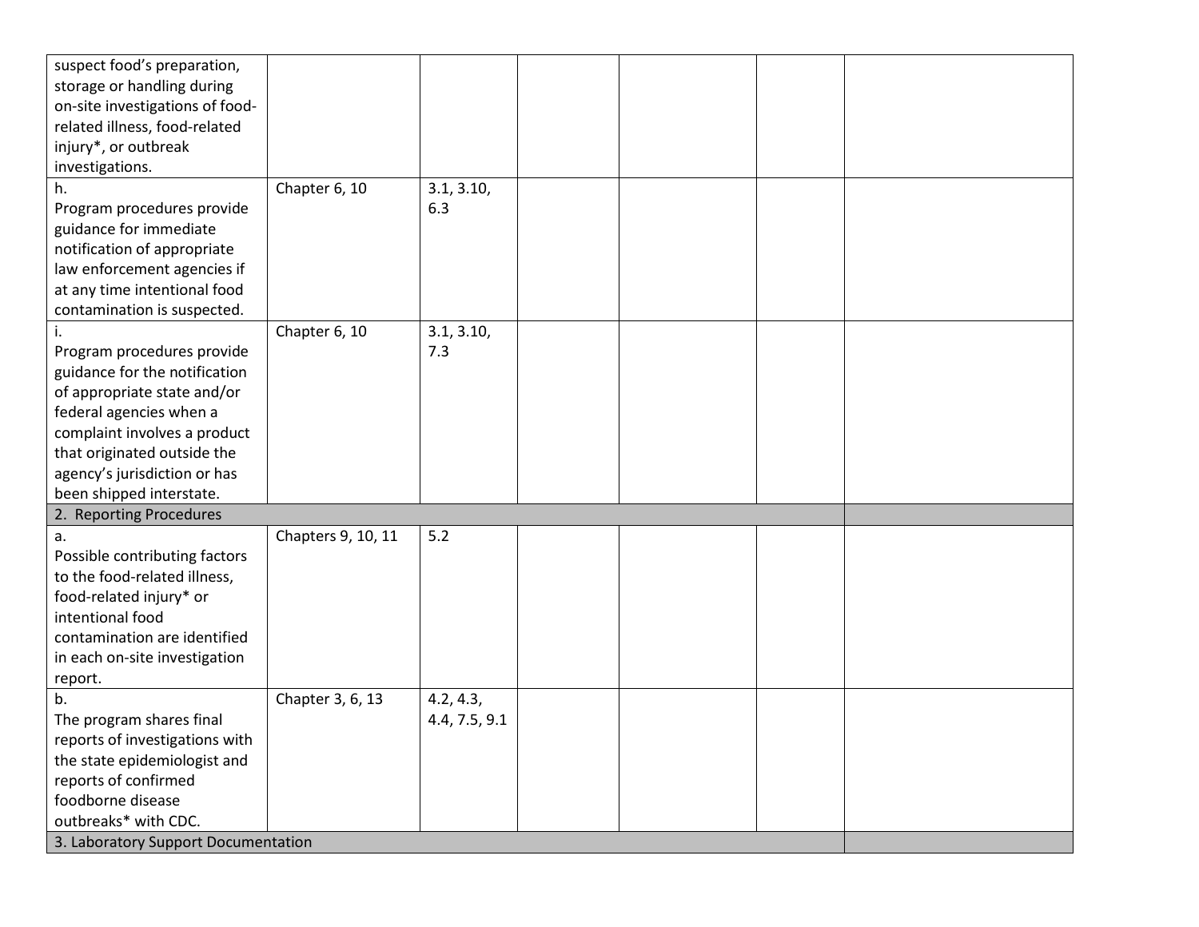| | | | | | | |
|---|---|---|---|---|---|---|
| suspect food's preparation, storage or handling during on-site investigations of food-related illness, food-related injury*, or outbreak investigations. | | | | | | |
| h.<br>Program procedures provide guidance for immediate notification of appropriate law enforcement agencies if at any time intentional food contamination is suspected. | Chapter 6, 10 | 3.1, 3.10, 6.3 | | | | |
| i.<br>Program procedures provide guidance for the notification of appropriate state and/or federal agencies when a complaint involves a product that originated outside the agency's jurisdiction or has been shipped interstate. | Chapter 6, 10 | 3.1, 3.10, 7.3 | | | | |
| 2. Reporting Procedures | | | | | | |
| a.<br>Possible contributing factors to the food-related illness, food-related injury* or intentional food contamination are identified in each on-site investigation report. | Chapters 9, 10, 11 | 5.2 | | | | |
| b.<br>The program shares final reports of investigations with the state epidemiologist and reports of confirmed foodborne disease outbreaks* with CDC. | Chapter 3, 6, 13 | 4.2, 4.3, 4.4, 7.5, 9.1 | | | | |
| 3. Laboratory Support Documentation | | | | | | |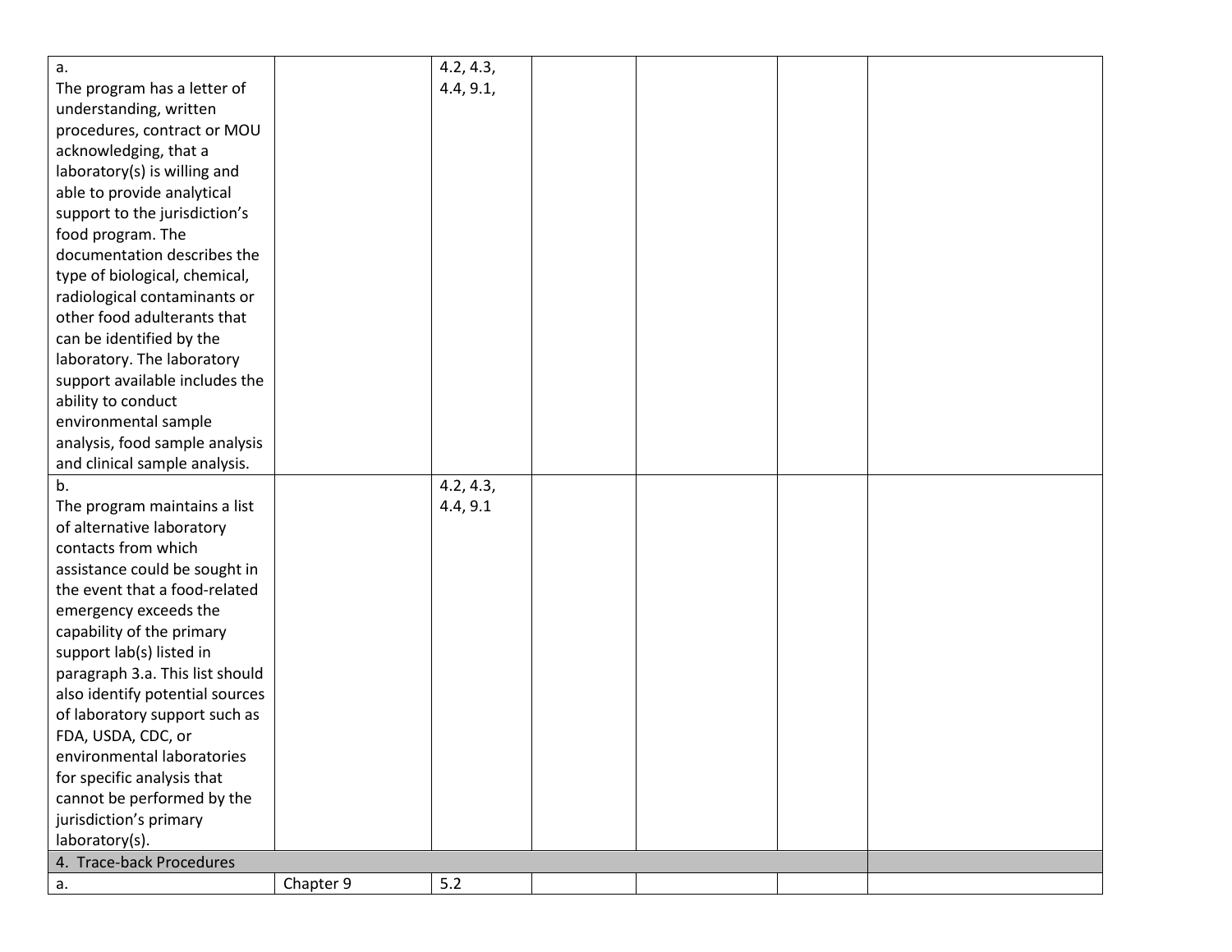| | | | | | | |
|---|---|---|---|---|---|---|
| a. The program has a letter of understanding, written procedures, contract or MOU acknowledging, that a laboratory(s) is willing and able to provide analytical support to the jurisdiction's food program. The documentation describes the type of biological, chemical, radiological contaminants or other food adulterants that can be identified by the laboratory. The laboratory support available includes the ability to conduct environmental sample analysis, food sample analysis and clinical sample analysis. | | 4.2, 4.3, 4.4, 9.1, | | | | |
| b. The program maintains a list of alternative laboratory contacts from which assistance could be sought in the event that a food-related emergency exceeds the capability of the primary support lab(s) listed in paragraph 3.a. This list should also identify potential sources of laboratory support such as FDA, USDA, CDC, or environmental laboratories for specific analysis that cannot be performed by the jurisdiction's primary laboratory(s). | | 4.2, 4.3, 4.4, 9.1 | | | | |
| 4. Trace-back Procedures | | | | | | |
| a. | Chapter 9 | 5.2 | | | | |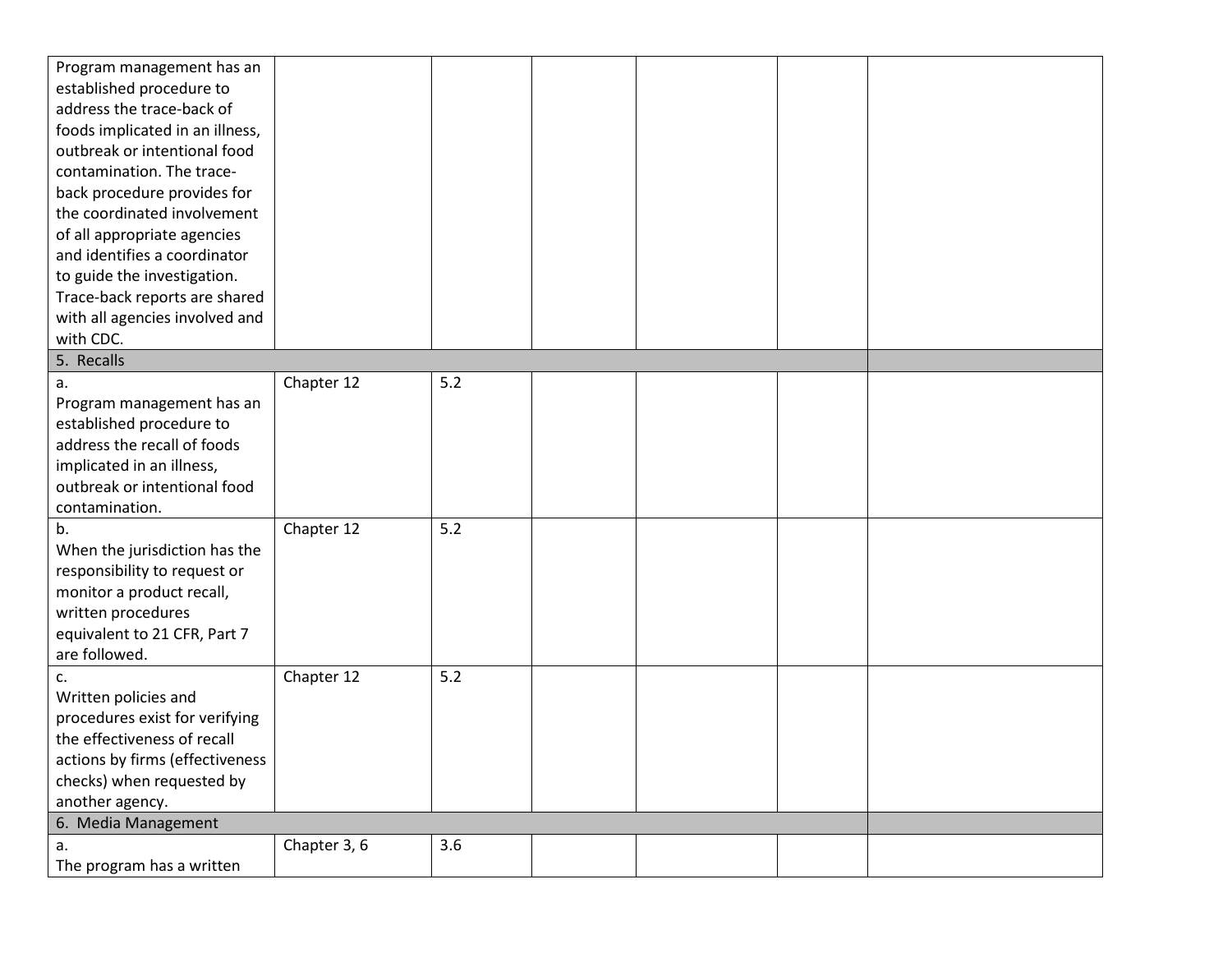| | | | | | | |
|---|---|---|---|---|---|---|
| Program management has an established procedure to address the trace-back of foods implicated in an illness, outbreak or intentional food contamination. The trace-back procedure provides for the coordinated involvement of all appropriate agencies and identifies a coordinator to guide the investigation. Trace-back reports are shared with all agencies involved and with CDC. | | | | | | |
| 5. Recalls | | | | | | |
| a. Program management has an established procedure to address the recall of foods implicated in an illness, outbreak or intentional food contamination. | Chapter 12 | 5.2 | | | | |
| b. When the jurisdiction has the responsibility to request or monitor a product recall, written procedures equivalent to 21 CFR, Part 7 are followed. | Chapter 12 | 5.2 | | | | |
| c. Written policies and procedures exist for verifying the effectiveness of recall actions by firms (effectiveness checks) when requested by another agency. | Chapter 12 | 5.2 | | | | |
| 6. Media Management | | | | | | |
| a. The program has a written | Chapter 3, 6 | 3.6 | | | | |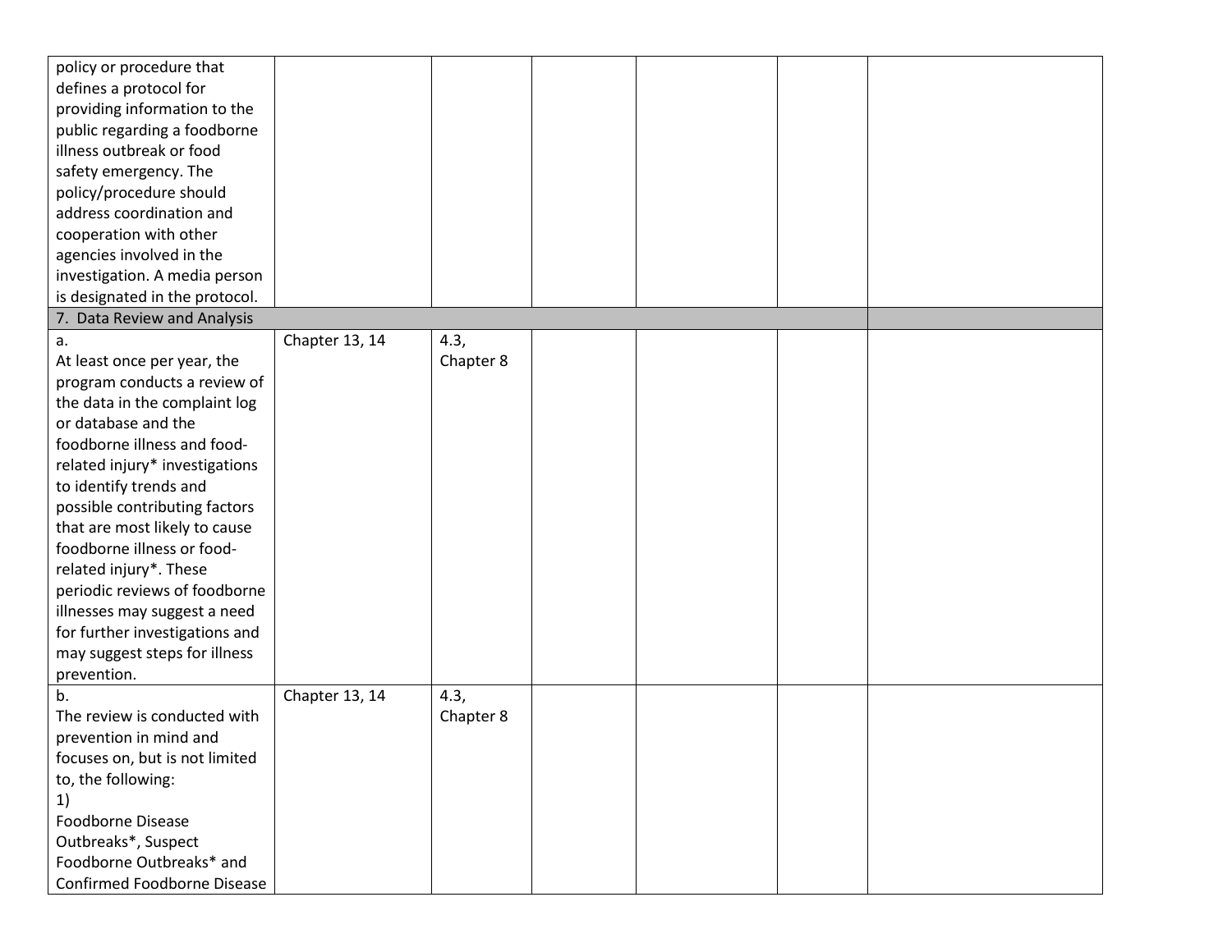| | | | | | | |
|---|---|---|---|---|---|---|
| policy or procedure that defines a protocol for providing information to the public regarding a foodborne illness outbreak or food safety emergency. The policy/procedure should address coordination and cooperation with other agencies involved in the investigation. A media person is designated in the protocol. | | | | | | |
| 7. Data Review and Analysis | | | | | | |
| a.<br>At least once per year, the program conducts a review of the data in the complaint log or database and the foodborne illness and food-related injury* investigations to identify trends and possible contributing factors that are most likely to cause foodborne illness or food-related injury*. These periodic reviews of foodborne illnesses may suggest a need for further investigations and may suggest steps for illness prevention. | Chapter 13, 14 | 4.3,<br>Chapter 8 | | | | |
| b.<br>The review is conducted with prevention in mind and focuses on, but is not limited to, the following:<br>1)<br>Foodborne Disease Outbreaks*, Suspect Foodborne Outbreaks* and Confirmed Foodborne Disease | Chapter 13, 14 | 4.3,<br>Chapter 8 | | | | |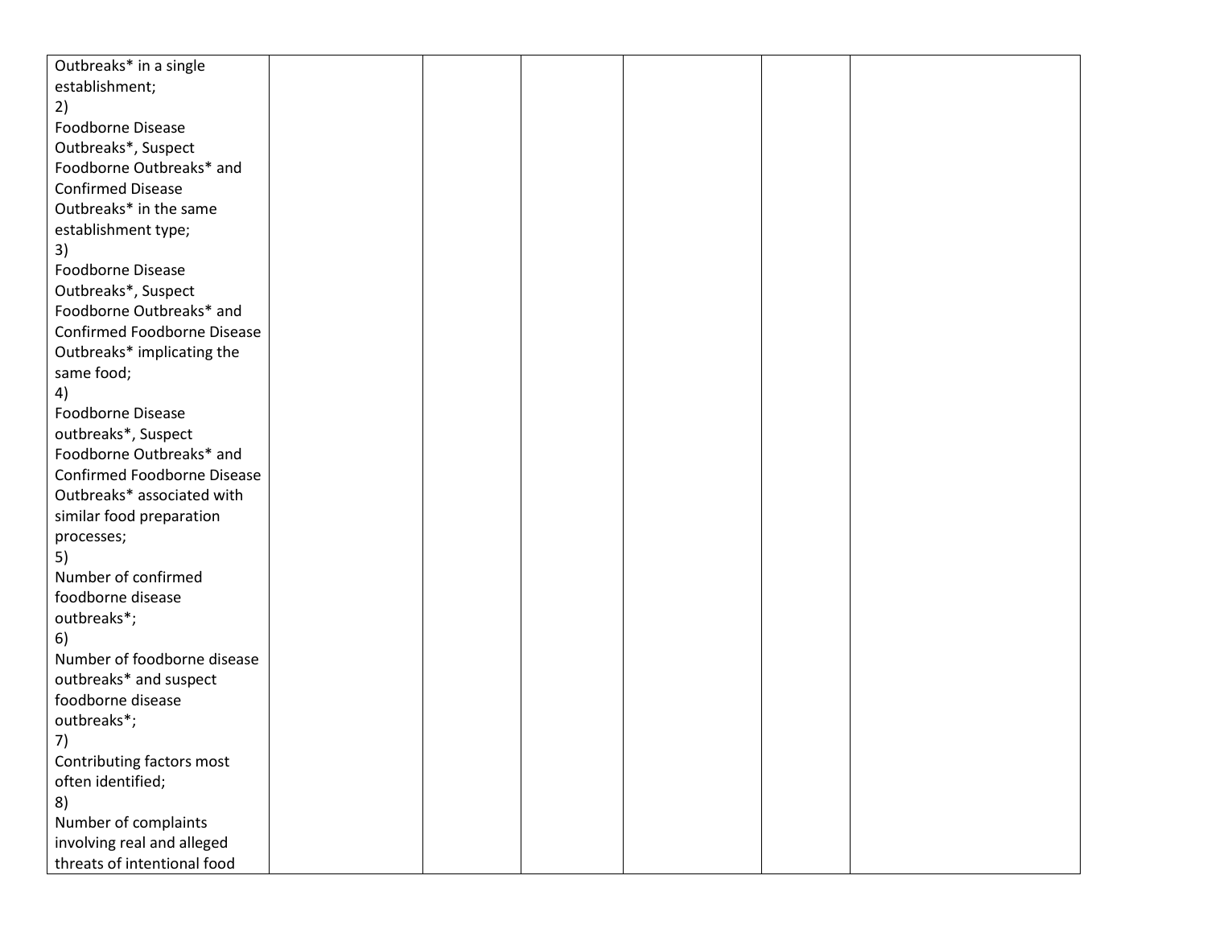| | | | | | | |
|---|---|---|---|---|---|---|
| Outbreaks* in a single establishment;<br>2)<br>Foodborne Disease Outbreaks*, Suspect Foodborne Outbreaks* and Confirmed Disease Outbreaks* in the same establishment type;<br>3)<br>Foodborne Disease Outbreaks*, Suspect Foodborne Outbreaks* and Confirmed Foodborne Disease Outbreaks* implicating the same food;<br>4)<br>Foodborne Disease outbreaks*, Suspect Foodborne Outbreaks* and Confirmed Foodborne Disease Outbreaks* associated with similar food preparation processes;<br>5)<br>Number of confirmed foodborne disease outbreaks*;<br>6)<br>Number of foodborne disease outbreaks* and suspect foodborne disease outbreaks*;<br>7)<br>Contributing factors most often identified;<br>8)<br>Number of complaints involving real and alleged threats of intentional food | | | | | | |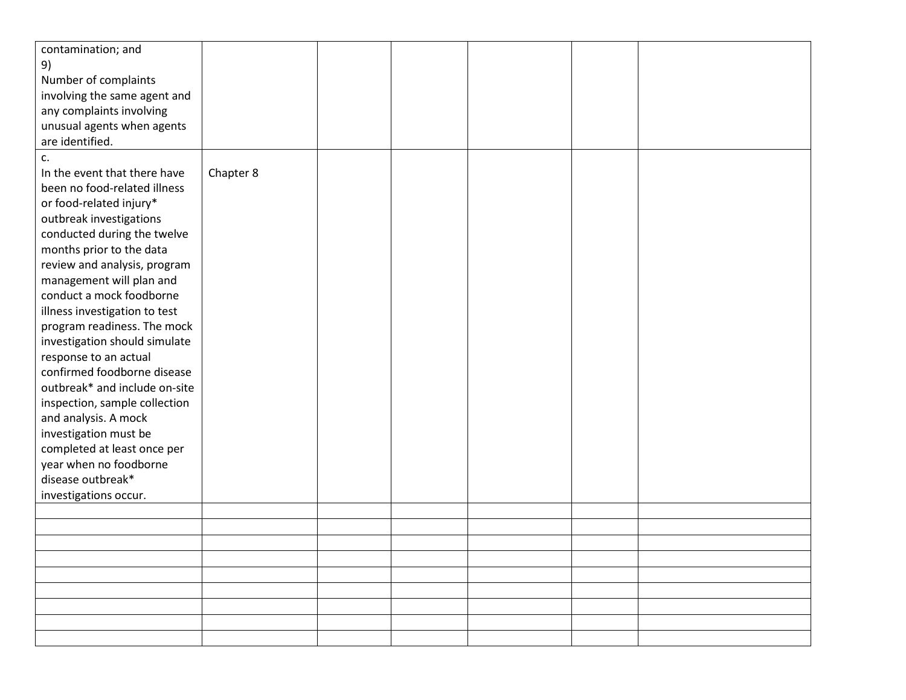| | | | | | | |
|---|---|---|---|---|---|---|
| contamination; and<br>9)<br>Number of complaints involving the same agent and any complaints involving unusual agents when agents are identified. | | | | | | |
| c.<br>In the event that there have been no food-related illness or food-related injury* outbreak investigations conducted during the twelve months prior to the data review and analysis, program management will plan and conduct a mock foodborne illness investigation to test program readiness. The mock investigation should simulate response to an actual confirmed foodborne disease outbreak* and include on-site inspection, sample collection and analysis. A mock investigation must be completed at least once per year when no foodborne disease outbreak* investigations occur. | Chapter 8 | | | | | |
| | | | | | | |
| | | | | | | |
| | | | | | | |
| | | | | | | |
| | | | | | | |
| | | | | | | |
| | | | | | | |
| | | | | | | |
| | | | | | | |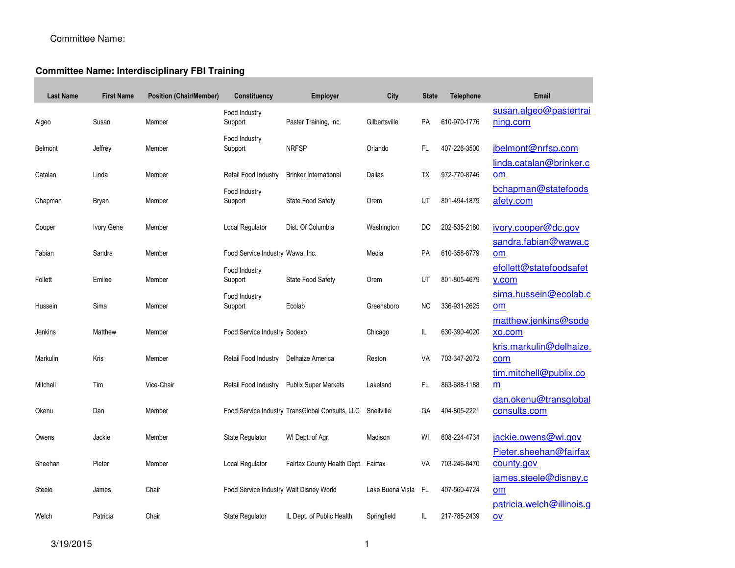Committee Name:

**Committee Name: Interdisciplinary FBI Training**

| Last Name | First Name | Position (Chair/Member) | Constituency | Employer | City | State | Telephone | Email |
|---|---|---|---|---|---|---|---|---|
| Algeo | Susan | Member | Food Industry Support | Paster Training, Inc. | Gilbertsville | PA | 610-970-1776 | susan.algeo@pastertraining.com |
| Belmont | Jeffrey | Member | Food Industry Support | NRFSP | Orlando | FL | 407-226-3500 | jbelmont@nrfsp.com |
| Catalan | Linda | Member | Retail Food Industry | Brinker International | Dallas | TX | 972-770-8746 | linda.catalan@brinker.com |
| Chapman | Bryan | Member | Food Industry Support | State Food Safety | Orem | UT | 801-494-1879 | bchapman@statefoodsafety.com |
| Cooper | Ivory Gene | Member | Local Regulator | Dist. Of Columbia | Washington | DC | 202-535-2180 | ivory.cooper@dc.gov |
| Fabian | Sandra | Member | Food Service Industry | Wawa, Inc. | Media | PA | 610-358-8779 | sandra.fabian@wawa.com |
| Follett | Emilee | Member | Food Industry Support | State Food Safety | Orem | UT | 801-805-4679 | efollett@statefoodsafety.com |
| Hussein | Sima | Member | Food Industry Support | Ecolab | Greensboro | NC | 336-931-2625 | sima.hussein@ecolab.com |
| Jenkins | Matthew | Member | Food Service Industry | Sodexo | Chicago | IL | 630-390-4020 | matthew.jenkins@sodexo.com |
| Markulin | Kris | Member | Retail Food Industry | Delhaize America | Reston | VA | 703-347-2072 | kris.markulin@delhaize.com |
| Mitchell | Tim | Vice-Chair | Retail Food Industry | Publix Super Markets | Lakeland | FL | 863-688-1188 | tim.mitchell@publix.com |
| Okenu | Dan | Member | Food Service Industry | TransGlobal Consults, LLC | Snellville | GA | 404-805-2221 | dan.okenu@transglobalconsults.com |
| Owens | Jackie | Member | State Regulator | WI Dept. of Agr. | Madison | WI | 608-224-4734 | jackie.owens@wi.gov |
| Sheehan | Pieter | Member | Local Regulator | Fairfax County Health Dept. | Fairfax | VA | 703-246-8470 | Pieter.sheehan@fairfaxcounty.gov |
| Steele | James | Chair | Food Service Industry | Walt Disney World | Lake Buena Vista | FL | 407-560-4724 | james.steele@disney.com |
| Welch | Patricia | Chair | State Regulator | IL Dept. of Public Health | Springfield | IL | 217-785-2439 | patricia.welch@illinois.gov |

3/19/2015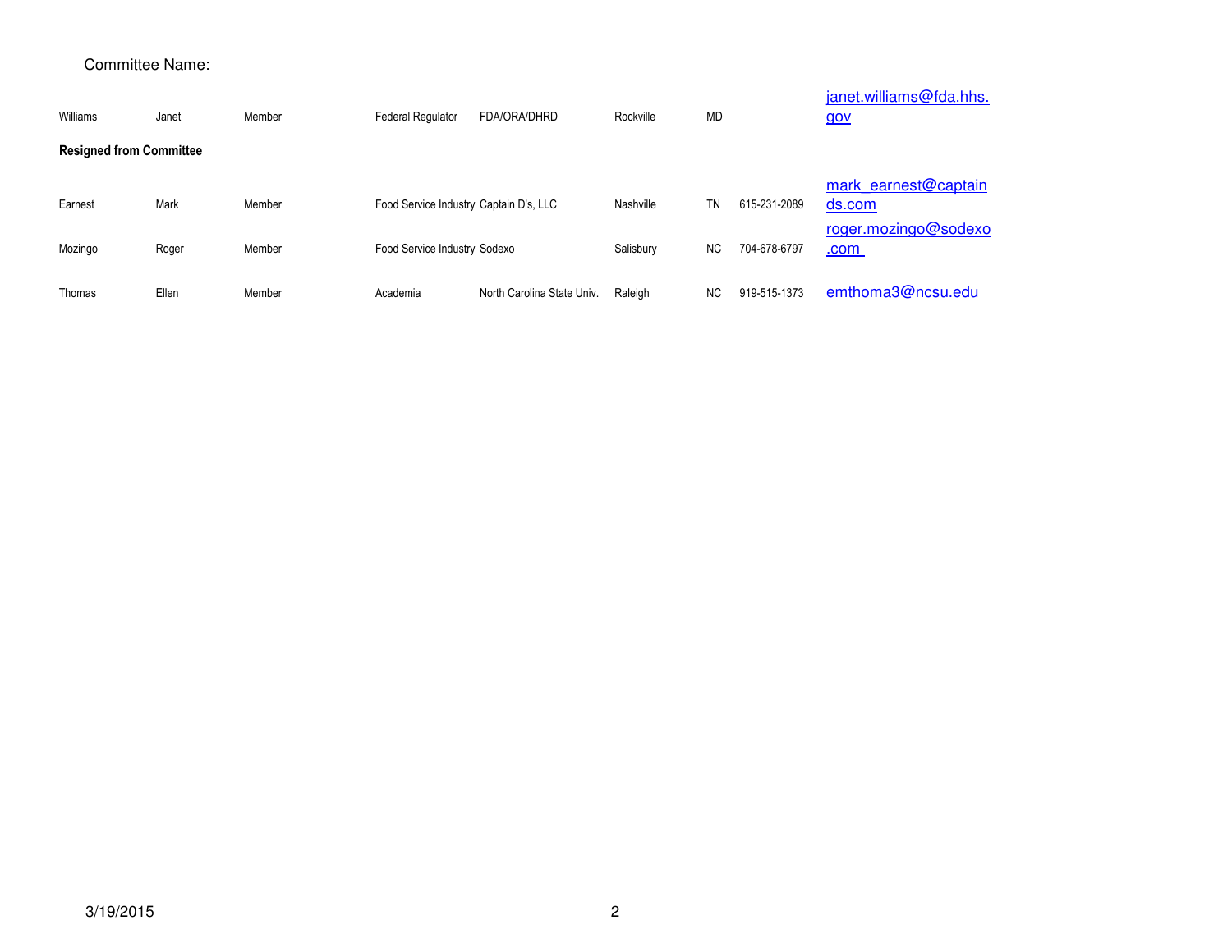Committee Name:

| | | | | | | | | |
|---|---|---|---|---|---|---|---|---|
| Williams | Janet | Member | Federal Regulator | FDA/ORA/DHRD | Rockville | MD | | janet.williams@fda.hhs.gov |

**Resigned from Committee**

| | | | | | | | | |
|---|---|---|---|---|---|---|---|---|
| Earnest | Mark | Member | Food Service Industry | Captain D's, LLC | Nashville | TN | 615-231-2089 | mark_earnest@captainds.com |
| Mozingo | Roger | Member | Food Service Industry | Sodexo | Salisbury | NC | 704-678-6797 | roger.mozingo@sodexo.com |
| Thomas | Ellen | Member | Academia | North Carolina State Univ. | Raleigh | NC | 919-515-1373 | emthoma3@ncsu.edu |

3/19/2015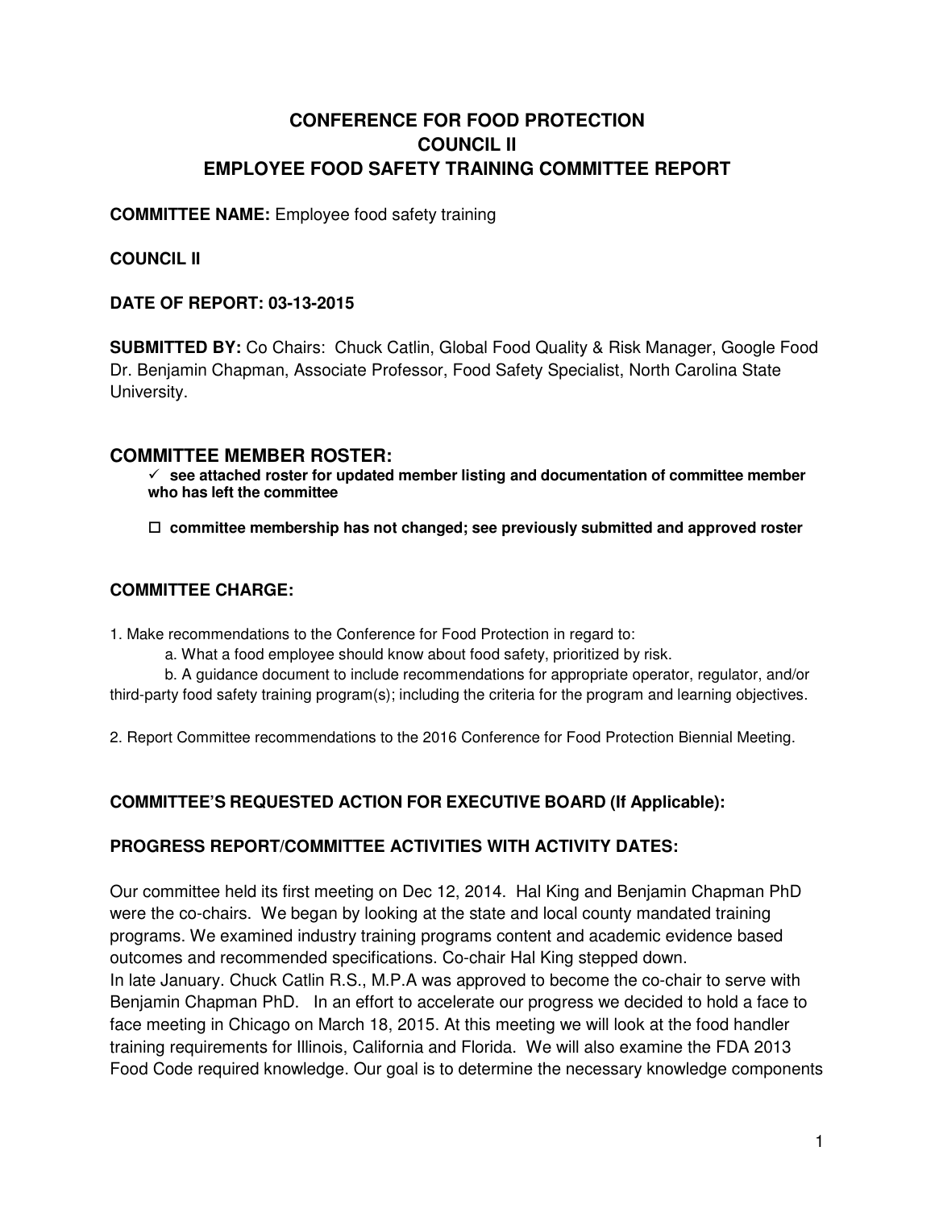# CONFERENCE FOR FOOD PROTECTION
# COUNCIL II
# EMPLOYEE FOOD SAFETY TRAINING COMMITTEE REPORT

**COMMITTEE NAME:** Employee food safety training

**COUNCIL II**

**DATE OF REPORT: 03-13-2015**

**SUBMITTED BY:** Co Chairs: Chuck Catlin, Global Food Quality & Risk Manager, Google Food Dr. Benjamin Chapman, Associate Professor, Food Safety Specialist, North Carolina State University.

## COMMITTEE MEMBER ROSTER:

- ✓ **see attached roster for updated member listing and documentation of committee member who has left the committee**
- ☐ **committee membership has not changed; see previously submitted and approved roster**

## COMMITTEE CHARGE:

1. Make recommendations to the Conference for Food Protection in regard to:
   a. What a food employee should know about food safety, prioritized by risk.
   b. A guidance document to include recommendations for appropriate operator, regulator, and/or third-party food safety training program(s); including the criteria for the program and learning objectives.

2. Report Committee recommendations to the 2016 Conference for Food Protection Biennial Meeting.

**COMMITTEE'S REQUESTED ACTION FOR EXECUTIVE BOARD (If Applicable):**

**PROGRESS REPORT/COMMITTEE ACTIVITIES WITH ACTIVITY DATES:**

Our committee held its first meeting on Dec 12, 2014. Hal King and Benjamin Chapman PhD were the co-chairs. We began by looking at the state and local county mandated training programs. We examined industry training programs content and academic evidence based outcomes and recommended specifications. Co-chair Hal King stepped down.
In late January. Chuck Catlin R.S., M.P.A was approved to become the co-chair to serve with Benjamin Chapman PhD. In an effort to accelerate our progress we decided to hold a face to face meeting in Chicago on March 18, 2015. At this meeting we will look at the food handler training requirements for Illinois, California and Florida. We will also examine the FDA 2013 Food Code required knowledge. Our goal is to determine the necessary knowledge components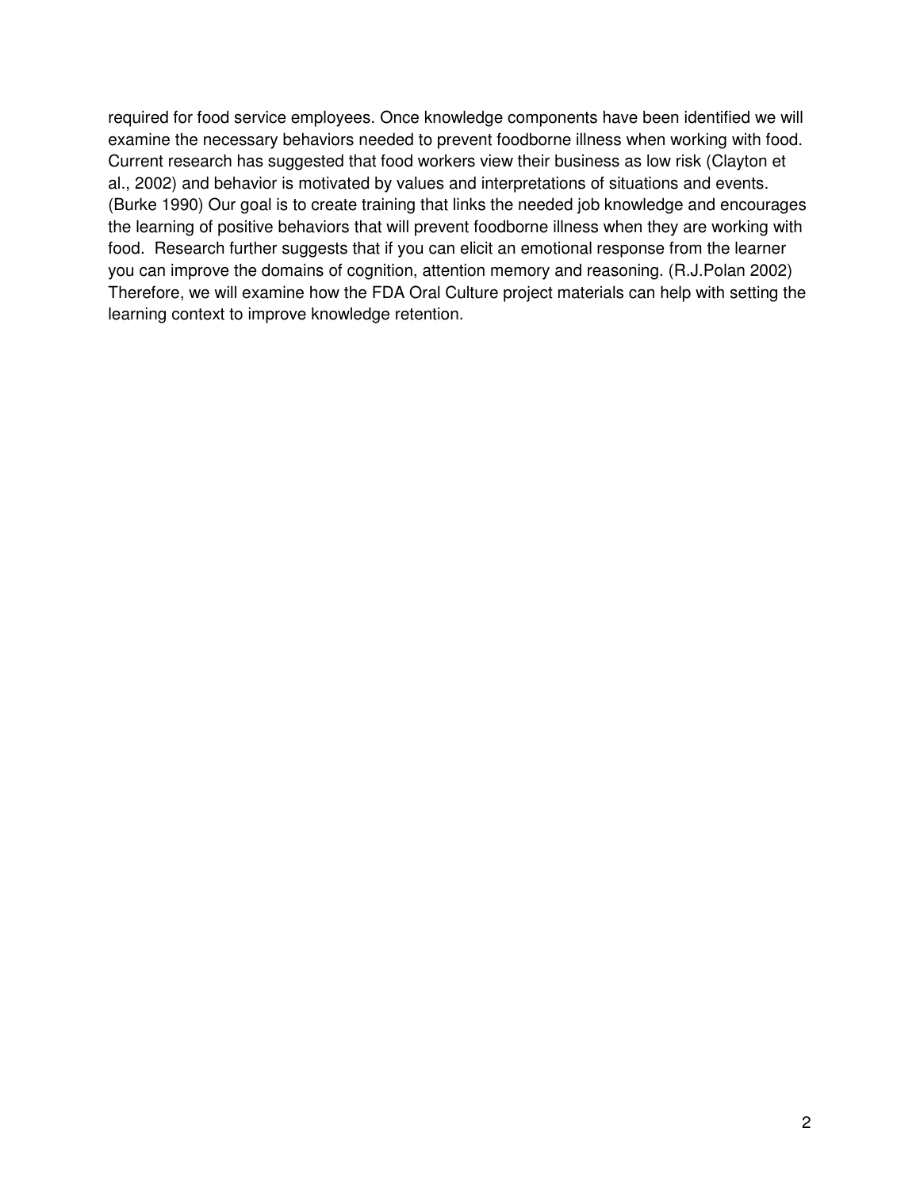required for food service employees. Once knowledge components have been identified we will examine the necessary behaviors needed to prevent foodborne illness when working with food. Current research has suggested that food workers view their business as low risk (Clayton et al., 2002) and behavior is motivated by values and interpretations of situations and events. (Burke 1990) Our goal is to create training that links the needed job knowledge and encourages the learning of positive behaviors that will prevent foodborne illness when they are working with food. Research further suggests that if you can elicit an emotional response from the learner you can improve the domains of cognition, attention memory and reasoning. (R.J.Polan 2002) Therefore, we will examine how the FDA Oral Culture project materials can help with setting the learning context to improve knowledge retention.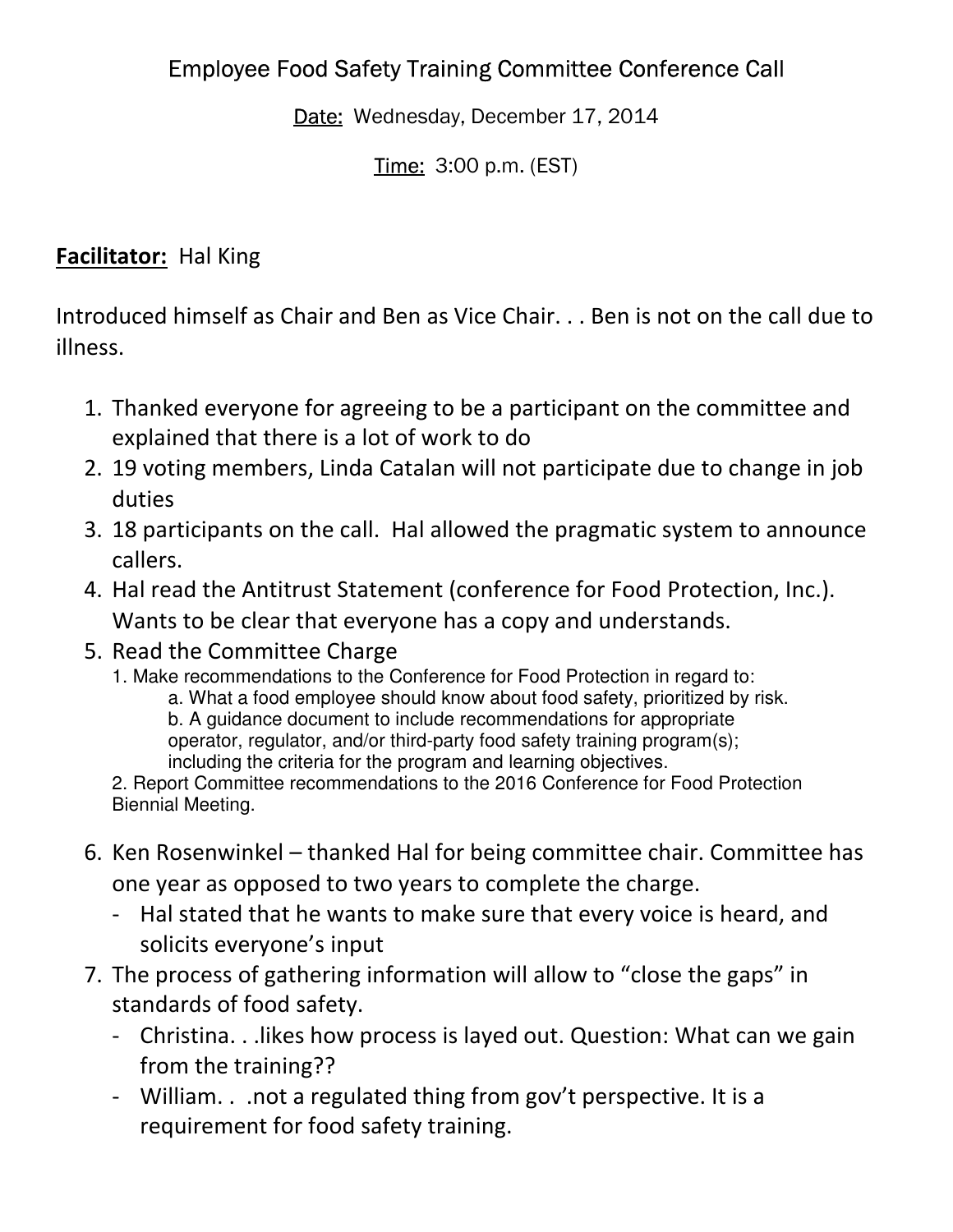Employee Food Safety Training Committee Conference Call

Date: Wednesday, December 17, 2014

Time: 3:00 p.m. (EST)

**Facilitator:** Hal King

Introduced himself as Chair and Ben as Vice Chair. . . Ben is not on the call due to illness.

1. Thanked everyone for agreeing to be a participant on the committee and explained that there is a lot of work to do
2. 19 voting members, Linda Catalan will not participate due to change in job duties
3. 18 participants on the call. Hal allowed the pragmatic system to announce callers.
4. Hal read the Antitrust Statement (conference for Food Protection, Inc.). Wants to be clear that everyone has a copy and understands.
5. Read the Committee Charge
   1. Make recommendations to the Conference for Food Protection in regard to:
      a. What a food employee should know about food safety, prioritized by risk.
      b. A guidance document to include recommendations for appropriate operator, regulator, and/or third-party food safety training program(s); including the criteria for the program and learning objectives.
   2. Report Committee recommendations to the 2016 Conference for Food Protection Biennial Meeting.
6. Ken Rosenwinkel – thanked Hal for being committee chair. Committee has one year as opposed to two years to complete the charge.
   - Hal stated that he wants to make sure that every voice is heard, and solicits everyone's input
7. The process of gathering information will allow to "close the gaps" in standards of food safety.
   - Christina. . .likes how process is layed out. Question: What can we gain from the training??
   - William. . .not a regulated thing from gov't perspective. It is a requirement for food safety training.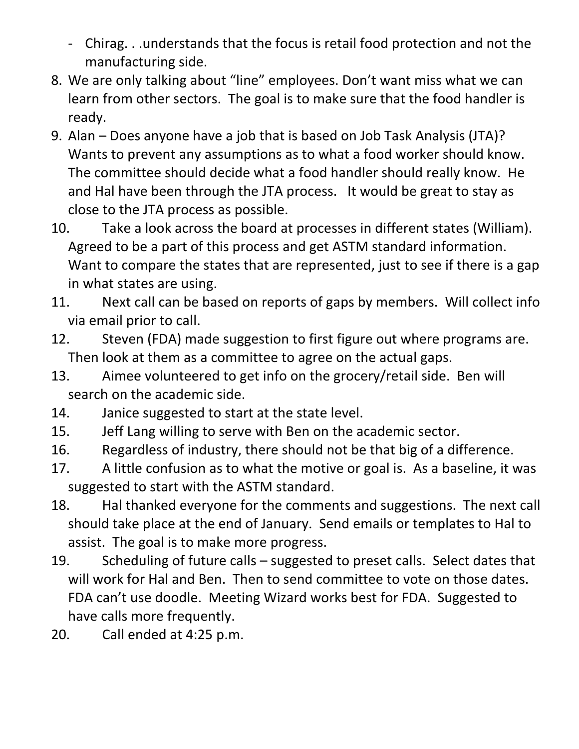- Chirag. . .understands that the focus is retail food protection and not the manufacturing side.

8. We are only talking about "line" employees. Don't want miss what we can learn from other sectors. The goal is to make sure that the food handler is ready.
9. Alan – Does anyone have a job that is based on Job Task Analysis (JTA)? Wants to prevent any assumptions as to what a food worker should know. The committee should decide what a food handler should really know. He and Hal have been through the JTA process. It would be great to stay as close to the JTA process as possible.
10. Take a look across the board at processes in different states (William). Agreed to be a part of this process and get ASTM standard information. Want to compare the states that are represented, just to see if there is a gap in what states are using.
11. Next call can be based on reports of gaps by members. Will collect info via email prior to call.
12. Steven (FDA) made suggestion to first figure out where programs are. Then look at them as a committee to agree on the actual gaps.
13. Aimee volunteered to get info on the grocery/retail side. Ben will search on the academic side.
14. Janice suggested to start at the state level.
15. Jeff Lang willing to serve with Ben on the academic sector.
16. Regardless of industry, there should not be that big of a difference.
17. A little confusion as to what the motive or goal is. As a baseline, it was suggested to start with the ASTM standard.
18. Hal thanked everyone for the comments and suggestions. The next call should take place at the end of January. Send emails or templates to Hal to assist. The goal is to make more progress.
19. Scheduling of future calls – suggested to preset calls. Select dates that will work for Hal and Ben. Then to send committee to vote on those dates. FDA can't use doodle. Meeting Wizard works best for FDA. Suggested to have calls more frequently.
20. Call ended at 4:25 p.m.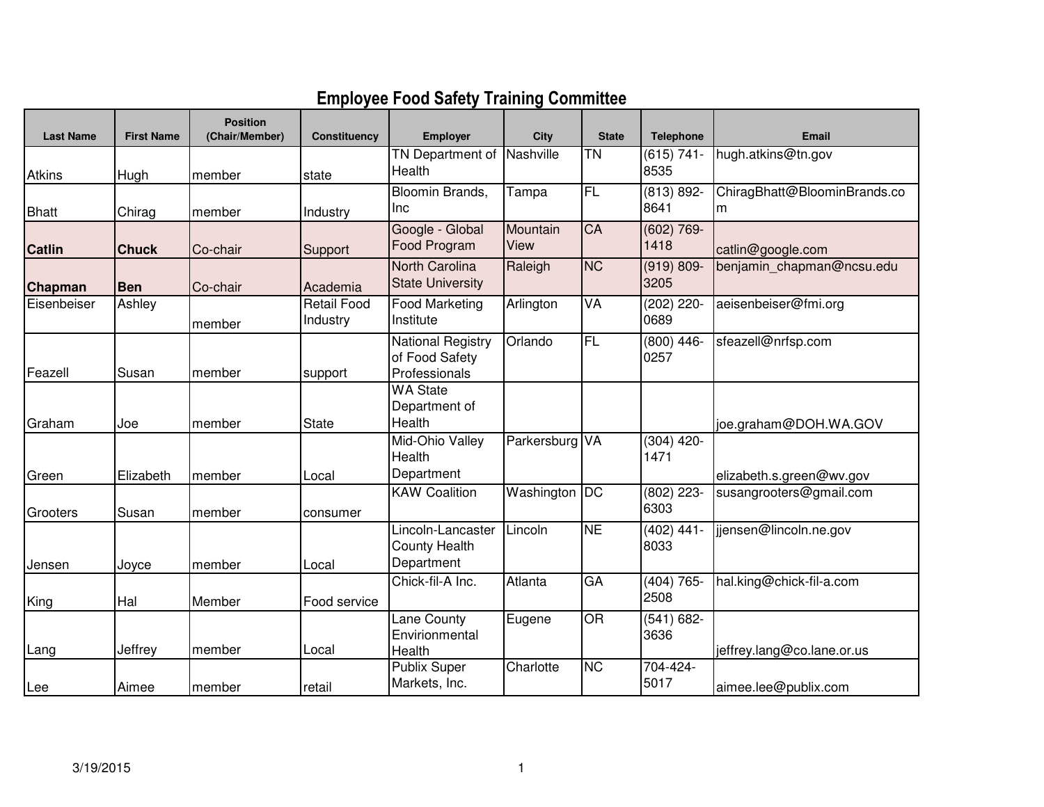## Employee Food Safety Training Committee

| Last Name | First Name | Position (Chair/Member) | Constituency | Employer | City | State | Telephone | Email |
|---|---|---|---|---|---|---|---|---|
| Atkins | Hugh | member | state | TN Department of Health | Nashville | TN | (615) 741-8535 | hugh.atkins@tn.gov |
| Bhatt | Chirag | member | Industry | Bloomin Brands, Inc | Tampa | FL | (813) 892-8641 | ChiragBhatt@BloominBrands.com |
| **Catlin** | **Chuck** | Co-chair | Support | Google - Global Food Program | Mountain View | CA | (602) 769-1418 | catlin@google.com |
| **Chapman** | **Ben** | Co-chair | Academia | North Carolina State University | Raleigh | NC | (919) 809-3205 | benjamin_chapman@ncsu.edu |
| Eisenbeiser | Ashley | member | Retail Food Industry | Food Marketing Institute | Arlington | VA | (202) 220-0689 | aeisenbeiser@fmi.org |
| Feazell | Susan | member | support | National Registry of Food Safety Professionals | Orlando | FL | (800) 446-0257 | sfeazell@nrfsp.com |
| Graham | Joe | member | State | WA State Department of Health | | | | joe.graham@DOH.WA.GOV |
| Green | Elizabeth | member | Local | Mid-Ohio Valley Health Department | Parkersburg | VA | (304) 420-1471 | elizabeth.s.green@wv.gov |
| Grooters | Susan | member | consumer | KAW Coalition | Washington | DC | (802) 223-6303 | susangrooters@gmail.com |
| Jensen | Joyce | member | Local | Lincoln-Lancaster County Health Department | Lincoln | NE | (402) 441-8033 | jjensen@lincoln.ne.gov |
| King | Hal | Member | Food service | Chick-fil-A Inc. | Atlanta | GA | (404) 765-2508 | hal.king@chick-fil-a.com |
| Lang | Jeffrey | member | Local | Lane County Envirionmental Health | Eugene | OR | (541) 682-3636 | jeffrey.lang@co.lane.or.us |
| Lee | Aimee | member | retail | Publix Super Markets, Inc. | Charlotte | NC | 704-424-5017 | aimee.lee@publix.com |

3/19/2015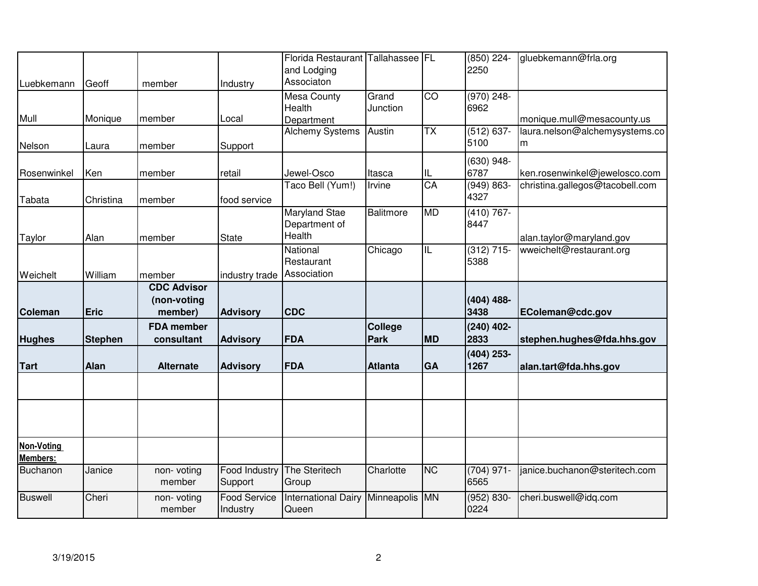| | | | | | | | | |
|---|---|---|---|---|---|---|---|---|
| Luebkemann | Geoff | member | Industry | Florida Restaurant and Lodging Associaton | Tallahassee | FL | (850) 224-2250 | gluebkemann@frla.org |
| Mull | Monique | member | Local | Mesa County Health Department | Grand Junction | CO | (970) 248-6962 | monique.mull@mesacounty.us |
| Nelson | Laura | member | Support | Alchemy Systems | Austin | TX | (512) 637-5100 | laura.nelson@alchemysystems.com |
| Rosenwinkel | Ken | member | retail | Jewel-Osco | Itasca | IL | (630) 948-6787 | ken.rosenwinkel@jewelosco.com |
| Tabata | Christina | member | food service | Taco Bell (Yum!) | Irvine | CA | (949) 863-4327 | christina.gallegos@tacobell.com |
| Taylor | Alan | member | State | Maryland Stae Department of Health | Balitmore | MD | (410) 767-8447 | alan.taylor@maryland.gov |
| Weichelt | William | member | industry trade | National Restaurant Association | Chicago | IL | (312) 715-5388 | wweichelt@restaurant.org |
| **Coleman** | **Eric** | **CDC Advisor (non-voting member)** | **Advisory** | **CDC** | | | **(404) 488-3438** | **EColeman@cdc.gov** |
| **Hughes** | **Stephen** | **FDA member consultant** | **Advisory** | **FDA** | **College Park** | **MD** | **(240) 402-2833** | **stephen.hughes@fda.hhs.gov** |
| **Tart** | **Alan** | **Alternate** | **Advisory** | **FDA** | **Atlanta** | **GA** | **(404) 253-1267** | **alan.tart@fda.hhs.gov** |
| | | | | | | | | |
| | | | | | | | | |
| **Non-Voting Members:** | | | | | | | | |
| Buchanon | Janice | non- voting member | Food Industry Support | The Steritech Group | Charlotte | NC | (704) 971-6565 | janice.buchanon@steritech.com |
| Buswell | Cheri | non- voting member | Food Service Industry | International Dairy Queen | Minneapolis | MN | (952) 830-0224 | cheri.buswell@idq.com |

3/19/2015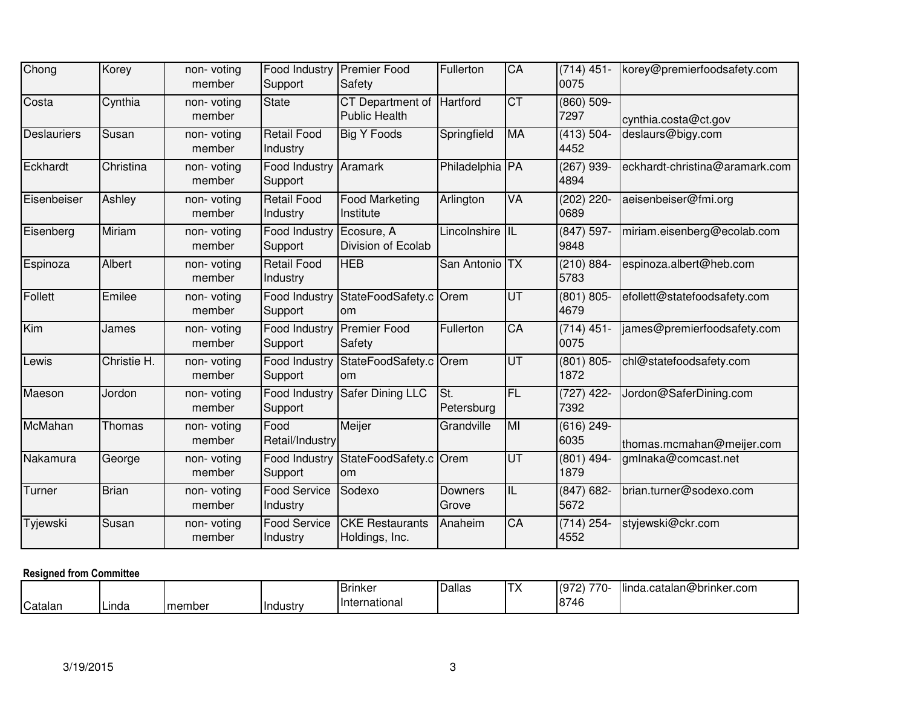| | | | | | | | | |
|---|---|---|---|---|---|---|---|---|
| Chong | Korey | non- voting member | Food Industry Support | Premier Food Safety | Fullerton | CA | (714) 451-0075 | korey@premierfoodsafety.com |
| Costa | Cynthia | non- voting member | State | CT Department of Public Health | Hartford | CT | (860) 509-7297 | cynthia.costa@ct.gov |
| Deslauriers | Susan | non- voting member | Retail Food Industry | Big Y Foods | Springfield | MA | (413) 504-4452 | deslaurs@bigy.com |
| Eckhardt | Christina | non- voting member | Food Industry Support | Aramark | Philadelphia | PA | (267) 939-4894 | eckhardt-christina@aramark.com |
| Eisenbeiser | Ashley | non- voting member | Retail Food Industry | Food Marketing Institute | Arlington | VA | (202) 220-0689 | aeisenbeiser@fmi.org |
| Eisenberg | Miriam | non- voting member | Food Industry Support | Ecosure, A Division of Ecolab | Lincolnshire | IL | (847) 597-9848 | miriam.eisenberg@ecolab.com |
| Espinoza | Albert | non- voting member | Retail Food Industry | HEB | San Antonio | TX | (210) 884-5783 | espinoza.albert@heb.com |
| Follett | Emilee | non- voting member | Food Industry Support | StateFoodSafety.com | Orem | UT | (801) 805-4679 | efollett@statefoodsafety.com |
| Kim | James | non- voting member | Food Industry Support | Premier Food Safety | Fullerton | CA | (714) 451-0075 | james@premierfoodsafety.com |
| Lewis | Christie H. | non- voting member | Food Industry Support | StateFoodSafety.com | Orem | UT | (801) 805-1872 | chl@statefoodsafety.com |
| Maeson | Jordon | non- voting member | Food Industry Support | Safer Dining LLC | St. Petersburg | FL | (727) 422-7392 | Jordon@SaferDining.com |
| McMahan | Thomas | non- voting member | Food Retail/Industry | Meijer | Grandville | MI | (616) 249-6035 | thomas.mcmahan@meijer.com |
| Nakamura | George | non- voting member | Food Industry Support | StateFoodSafety.com | Orem | UT | (801) 494-1879 | gmlnaka@comcast.net |
| Turner | Brian | non- voting member | Food Service Industry | Sodexo | Downers Grove | IL | (847) 682-5672 | brian.turner@sodexo.com |
| Tyjewski | Susan | non- voting member | Food Service Industry | CKE Restaurants Holdings, Inc. | Anaheim | CA | (714) 254-4552 | styjewski@ckr.com |

**Resigned from Committee**

| | | | | | | | | |
|---|---|---|---|---|---|---|---|---|
| Catalan | Linda | member | Industry | Brinker International | Dallas | TX | (972) 770-8746 | linda.catalan@brinker.com |

3/19/2015